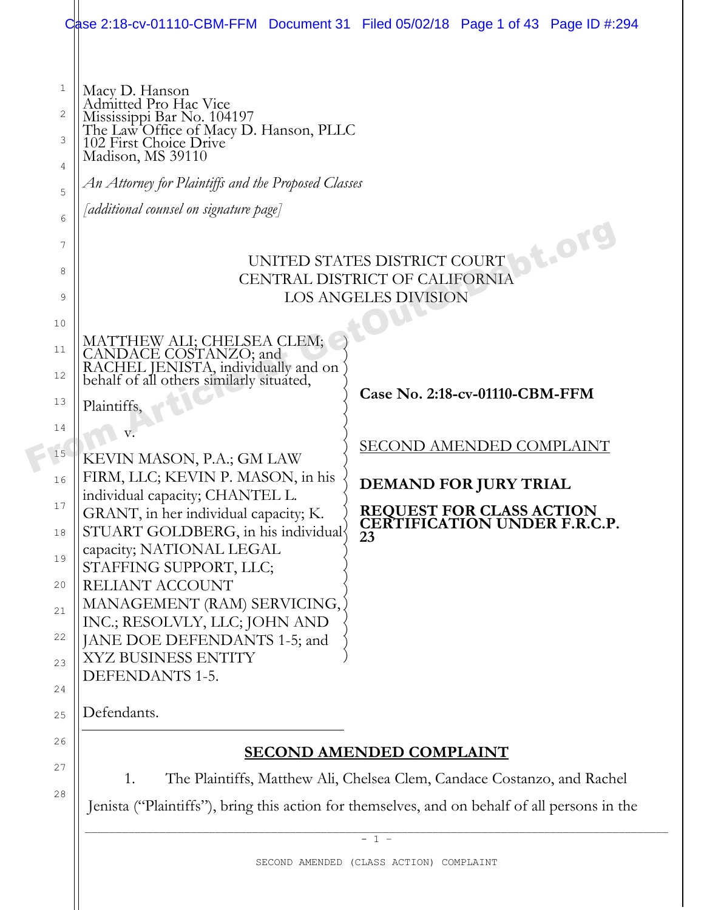Macy D. Hanson
Admitted Pro Hac Vice
Mississippi Bar No. 104197
The Law Office of Macy D. Hanson, PLLC
102 First Choice Drive
Madison, MS 39110

*An Attorney for Plaintiffs and the Proposed Classes*

*[additional counsel on signature page]*

UNITED STATES DISTRICT COURT
CENTRAL DISTRICT OF CALIFORNIA
LOS ANGELES DIVISION

MATTHEW ALI; CHELSEA CLEM; CANDACE COSTANZO; and RACHEL JENISTA, individually and on behalf of all others similarly situated,

Plaintiffs,

v.

KEVIN MASON, P.A.; GM LAW FIRM, LLC; KEVIN P. MASON, in his individual capacity; CHANTEL L. GRANT, in her individual capacity; K. STUART GOLDBERG, in his individual capacity; NATIONAL LEGAL STAFFING SUPPORT, LLC; RELIANT ACCOUNT MANAGEMENT (RAM) SERVICING, INC.; RESOLVLY, LLC; JOHN AND JANE DOE DEFENDANTS 1-5; and XYZ BUSINESS ENTITY DEFENDANTS 1-5.

Defendants.

**Case No. 2:18-cv-01110-CBM-FFM**

SECOND AMENDED COMPLAINT

**DEMAND FOR JURY TRIAL**

**REQUEST FOR CLASS ACTION CERTIFICATION UNDER F.R.C.P. 23**

## SECOND AMENDED COMPLAINT

1. The Plaintiffs, Matthew Ali, Chelsea Clem, Candace Costanzo, and Rachel Jenista ("Plaintiffs"), bring this action for themselves, and on behalf of all persons in the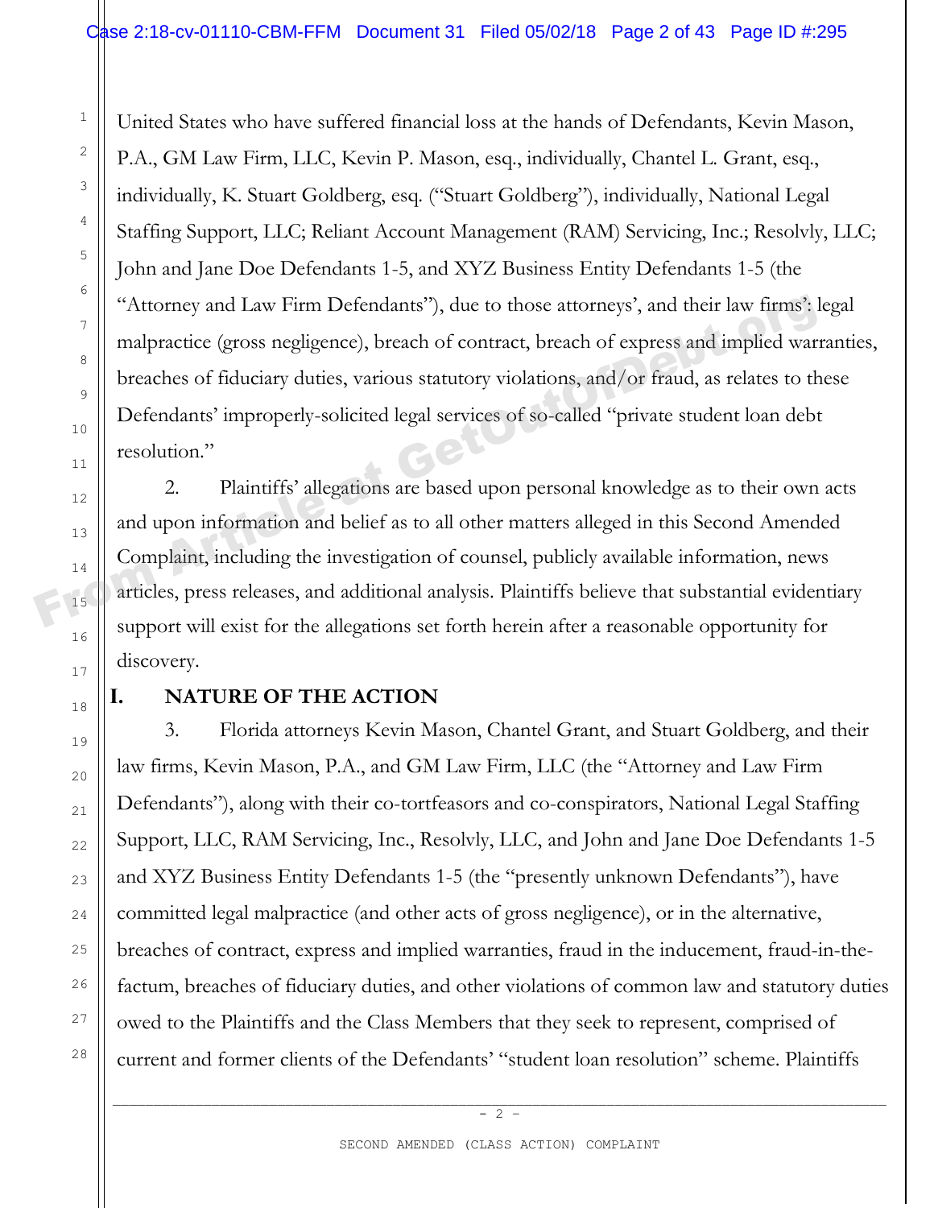United States who have suffered financial loss at the hands of Defendants, Kevin Mason, P.A., GM Law Firm, LLC, Kevin P. Mason, esq., individually, Chantel L. Grant, esq., individually, K. Stuart Goldberg, esq. ("Stuart Goldberg"), individually, National Legal Staffing Support, LLC; Reliant Account Management (RAM) Servicing, Inc.; Resolvly, LLC; John and Jane Doe Defendants 1-5, and XYZ Business Entity Defendants 1-5 (the "Attorney and Law Firm Defendants"), due to those attorneys', and their law firms': legal malpractice (gross negligence), breach of contract, breach of express and implied warranties, breaches of fiduciary duties, various statutory violations, and/or fraud, as relates to these Defendants' improperly-solicited legal services of so-called "private student loan debt resolution."

2. Plaintiffs' allegations are based upon personal knowledge as to their own acts and upon information and belief as to all other matters alleged in this Second Amended Complaint, including the investigation of counsel, publicly available information, news articles, press releases, and additional analysis. Plaintiffs believe that substantial evidentiary support will exist for the allegations set forth herein after a reasonable opportunity for discovery.

## I. NATURE OF THE ACTION

3. Florida attorneys Kevin Mason, Chantel Grant, and Stuart Goldberg, and their law firms, Kevin Mason, P.A., and GM Law Firm, LLC (the "Attorney and Law Firm Defendants"), along with their co-tortfeasors and co-conspirators, National Legal Staffing Support, LLC, RAM Servicing, Inc., Resolvly, LLC, and John and Jane Doe Defendants 1-5 and XYZ Business Entity Defendants 1-5 (the "presently unknown Defendants"), have committed legal malpractice (and other acts of gross negligence), or in the alternative, breaches of contract, express and implied warranties, fraud in the inducement, fraud-in-the-factum, breaches of fiduciary duties, and other violations of common law and statutory duties owed to the Plaintiffs and the Class Members that they seek to represent, comprised of current and former clients of the Defendants' "student loan resolution" scheme. Plaintiffs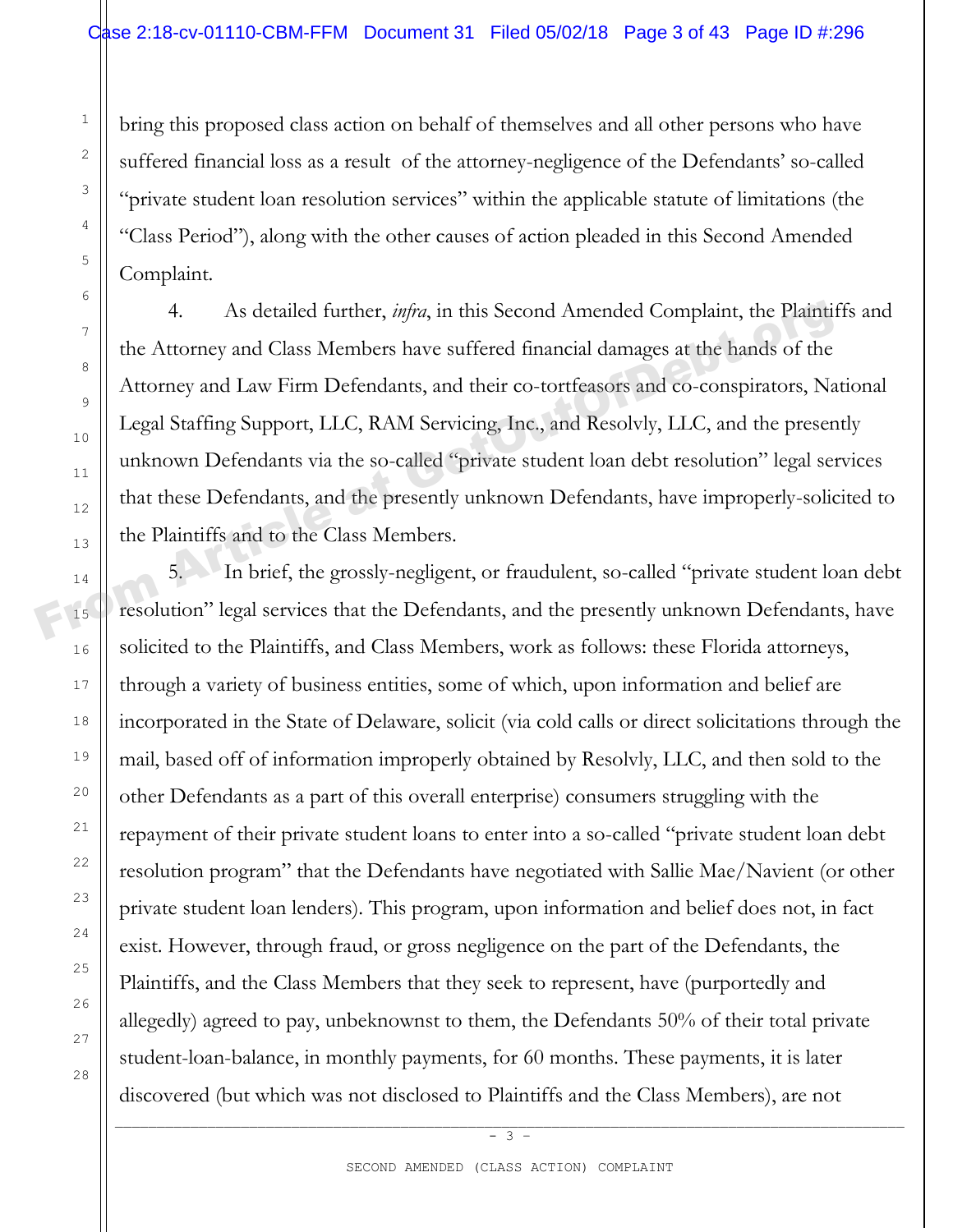bring this proposed class action on behalf of themselves and all other persons who have suffered financial loss as a result of the attorney-negligence of the Defendants' so-called "private student loan resolution services" within the applicable statute of limitations (the "Class Period"), along with the other causes of action pleaded in this Second Amended Complaint.

4. As detailed further, *infra*, in this Second Amended Complaint, the Plaintiffs and the Attorney and Class Members have suffered financial damages at the hands of the Attorney and Law Firm Defendants, and their co-tortfeasors and co-conspirators, National Legal Staffing Support, LLC, RAM Servicing, Inc., and Resolvly, LLC, and the presently unknown Defendants via the so-called "private student loan debt resolution" legal services that these Defendants, and the presently unknown Defendants, have improperly-solicited to the Plaintiffs and to the Class Members.

5. In brief, the grossly-negligent, or fraudulent, so-called "private student loan debt resolution" legal services that the Defendants, and the presently unknown Defendants, have solicited to the Plaintiffs, and Class Members, work as follows: these Florida attorneys, through a variety of business entities, some of which, upon information and belief are incorporated in the State of Delaware, solicit (via cold calls or direct solicitations through the mail, based off of information improperly obtained by Resolvly, LLC, and then sold to the other Defendants as a part of this overall enterprise) consumers struggling with the repayment of their private student loans to enter into a so-called "private student loan debt resolution program" that the Defendants have negotiated with Sallie Mae/Navient (or other private student loan lenders). This program, upon information and belief does not, in fact exist. However, through fraud, or gross negligence on the part of the Defendants, the Plaintiffs, and the Class Members that they seek to represent, have (purportedly and allegedly) agreed to pay, unbeknownst to them, the Defendants 50% of their total private student-loan-balance, in monthly payments, for 60 months. These payments, it is later discovered (but which was not disclosed to Plaintiffs and the Class Members), are not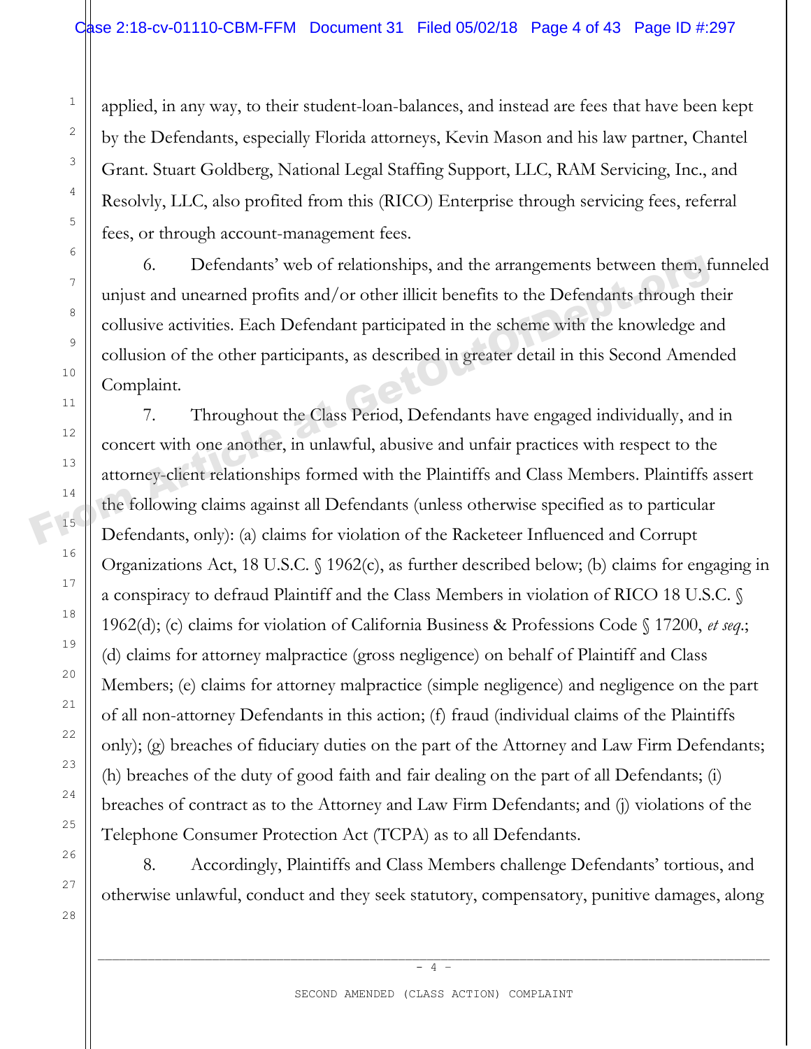applied, in any way, to their student-loan-balances, and instead are fees that have been kept by the Defendants, especially Florida attorneys, Kevin Mason and his law partner, Chantel Grant. Stuart Goldberg, National Legal Staffing Support, LLC, RAM Servicing, Inc., and Resolvly, LLC, also profited from this (RICO) Enterprise through servicing fees, referral fees, or through account-management fees.

6. Defendants' web of relationships, and the arrangements between them, funneled unjust and unearned profits and/or other illicit benefits to the Defendants through their collusive activities. Each Defendant participated in the scheme with the knowledge and collusion of the other participants, as described in greater detail in this Second Amended Complaint.

7. Throughout the Class Period, Defendants have engaged individually, and in concert with one another, in unlawful, abusive and unfair practices with respect to the attorney-client relationships formed with the Plaintiffs and Class Members. Plaintiffs assert the following claims against all Defendants (unless otherwise specified as to particular Defendants, only): (a) claims for violation of the Racketeer Influenced and Corrupt Organizations Act, 18 U.S.C. § 1962(c), as further described below; (b) claims for engaging in a conspiracy to defraud Plaintiff and the Class Members in violation of RICO 18 U.S.C. § 1962(d); (c) claims for violation of California Business & Professions Code § 17200, *et seq*.; (d) claims for attorney malpractice (gross negligence) on behalf of Plaintiff and Class Members; (e) claims for attorney malpractice (simple negligence) and negligence on the part of all non-attorney Defendants in this action; (f) fraud (individual claims of the Plaintiffs only); (g) breaches of fiduciary duties on the part of the Attorney and Law Firm Defendants; (h) breaches of the duty of good faith and fair dealing on the part of all Defendants; (i) breaches of contract as to the Attorney and Law Firm Defendants; and (j) violations of the Telephone Consumer Protection Act (TCPA) as to all Defendants.

8. Accordingly, Plaintiffs and Class Members challenge Defendants' tortious, and otherwise unlawful, conduct and they seek statutory, compensatory, punitive damages, along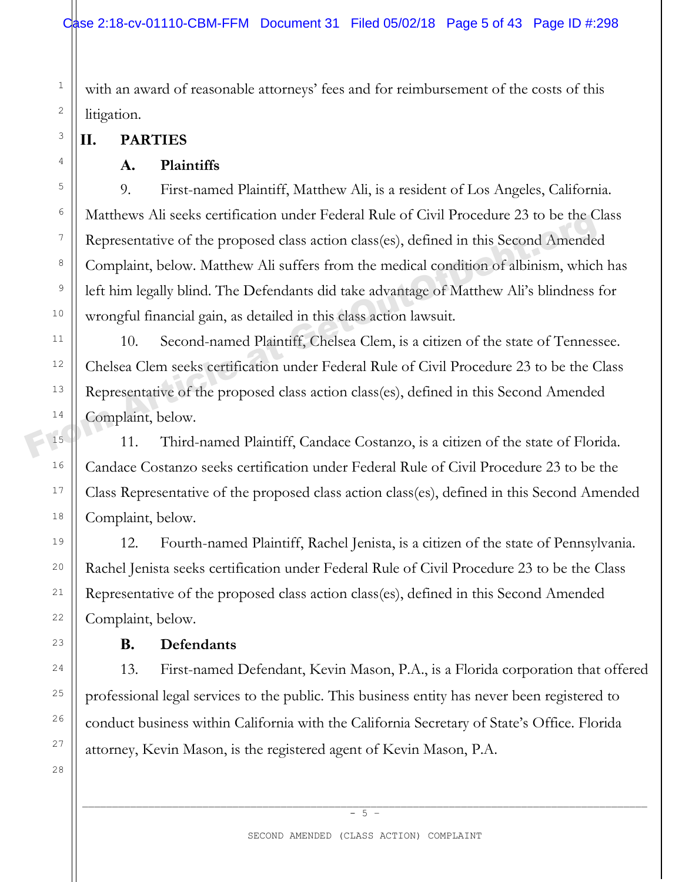with an award of reasonable attorneys' fees and for reimbursement of the costs of this litigation.

## II. PARTIES

### A. Plaintiffs

9. First-named Plaintiff, Matthew Ali, is a resident of Los Angeles, California. Matthews Ali seeks certification under Federal Rule of Civil Procedure 23 to be the Class Representative of the proposed class action class(es), defined in this Second Amended Complaint, below. Matthew Ali suffers from the medical condition of albinism, which has left him legally blind. The Defendants did take advantage of Matthew Ali's blindness for wrongful financial gain, as detailed in this class action lawsuit.

10. Second-named Plaintiff, Chelsea Clem, is a citizen of the state of Tennessee. Chelsea Clem seeks certification under Federal Rule of Civil Procedure 23 to be the Class Representative of the proposed class action class(es), defined in this Second Amended Complaint, below.

11. Third-named Plaintiff, Candace Costanzo, is a citizen of the state of Florida. Candace Costanzo seeks certification under Federal Rule of Civil Procedure 23 to be the Class Representative of the proposed class action class(es), defined in this Second Amended Complaint, below.

12. Fourth-named Plaintiff, Rachel Jenista, is a citizen of the state of Pennsylvania. Rachel Jenista seeks certification under Federal Rule of Civil Procedure 23 to be the Class Representative of the proposed class action class(es), defined in this Second Amended Complaint, below.

### B. Defendants

13. First-named Defendant, Kevin Mason, P.A., is a Florida corporation that offered professional legal services to the public. This business entity has never been registered to conduct business within California with the California Secretary of State's Office. Florida attorney, Kevin Mason, is the registered agent of Kevin Mason, P.A.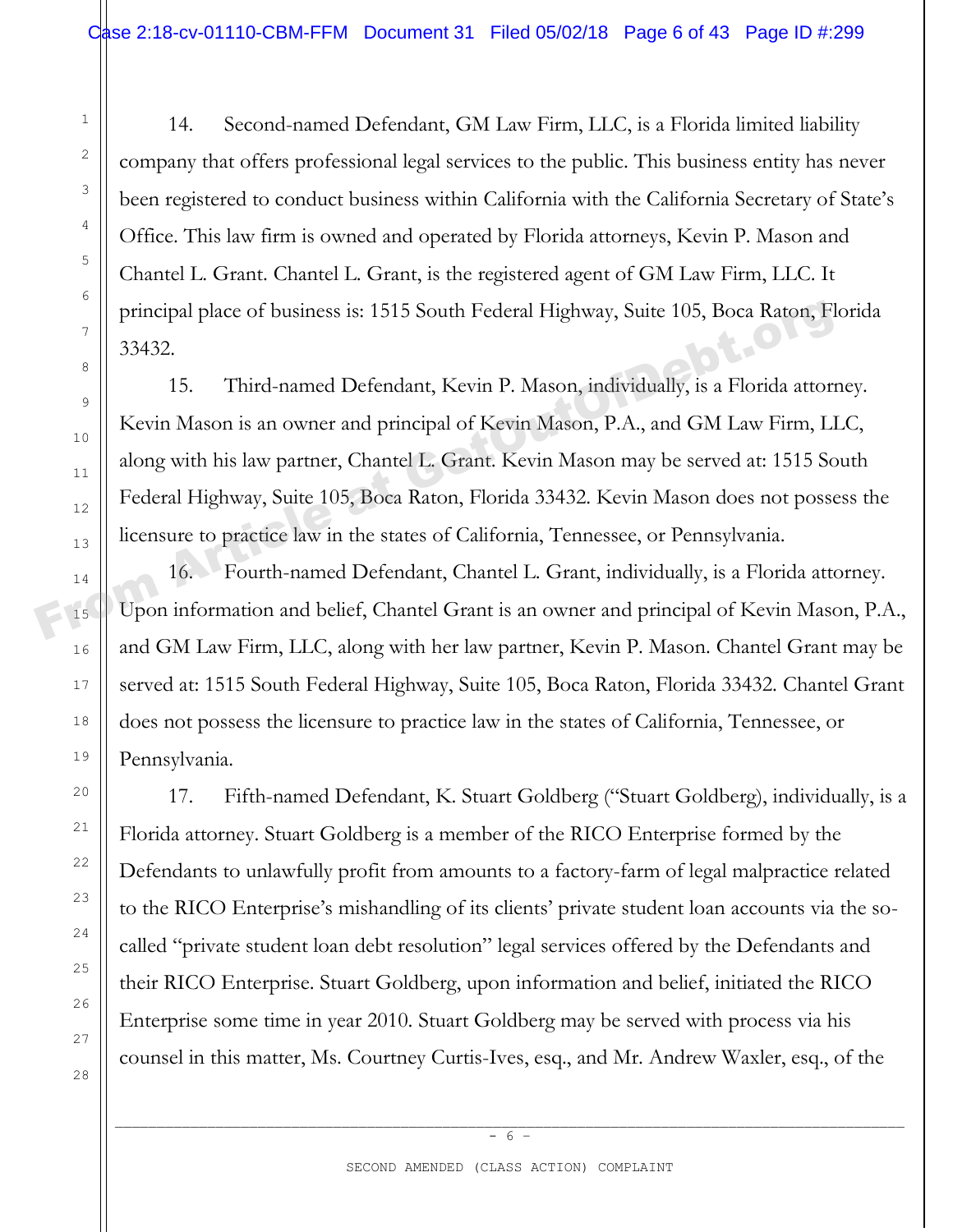14. Second-named Defendant, GM Law Firm, LLC, is a Florida limited liability company that offers professional legal services to the public. This business entity has never been registered to conduct business within California with the California Secretary of State's Office. This law firm is owned and operated by Florida attorneys, Kevin P. Mason and Chantel L. Grant. Chantel L. Grant, is the registered agent of GM Law Firm, LLC. It principal place of business is: 1515 South Federal Highway, Suite 105, Boca Raton, Florida 33432.

15. Third-named Defendant, Kevin P. Mason, individually, is a Florida attorney. Kevin Mason is an owner and principal of Kevin Mason, P.A., and GM Law Firm, LLC, along with his law partner, Chantel L. Grant. Kevin Mason may be served at: 1515 South Federal Highway, Suite 105, Boca Raton, Florida 33432. Kevin Mason does not possess the licensure to practice law in the states of California, Tennessee, or Pennsylvania.

16. Fourth-named Defendant, Chantel L. Grant, individually, is a Florida attorney. Upon information and belief, Chantel Grant is an owner and principal of Kevin Mason, P.A., and GM Law Firm, LLC, along with her law partner, Kevin P. Mason. Chantel Grant may be served at: 1515 South Federal Highway, Suite 105, Boca Raton, Florida 33432. Chantel Grant does not possess the licensure to practice law in the states of California, Tennessee, or Pennsylvania.

17. Fifth-named Defendant, K. Stuart Goldberg ("Stuart Goldberg), individually, is a Florida attorney. Stuart Goldberg is a member of the RICO Enterprise formed by the Defendants to unlawfully profit from amounts to a factory-farm of legal malpractice related to the RICO Enterprise's mishandling of its clients' private student loan accounts via the so-called "private student loan debt resolution" legal services offered by the Defendants and their RICO Enterprise. Stuart Goldberg, upon information and belief, initiated the RICO Enterprise some time in year 2010. Stuart Goldberg may be served with process via his counsel in this matter, Ms. Courtney Curtis-Ives, esq., and Mr. Andrew Waxler, esq., of the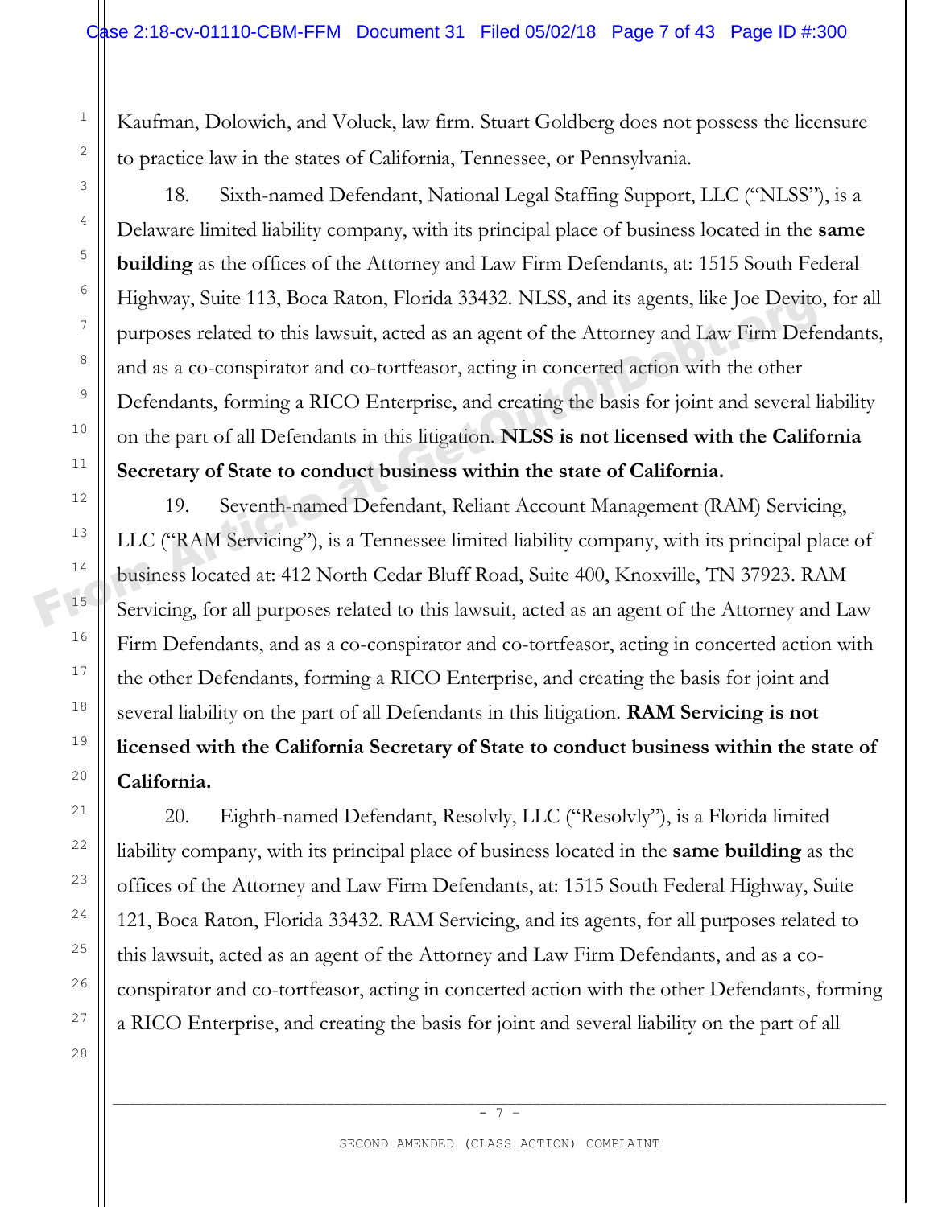Kaufman, Dolowich, and Voluck, law firm. Stuart Goldberg does not possess the licensure to practice law in the states of California, Tennessee, or Pennsylvania.

18. Sixth-named Defendant, National Legal Staffing Support, LLC ("NLSS"), is a Delaware limited liability company, with its principal place of business located in the **same building** as the offices of the Attorney and Law Firm Defendants, at: 1515 South Federal Highway, Suite 113, Boca Raton, Florida 33432. NLSS, and its agents, like Joe Devito, for all purposes related to this lawsuit, acted as an agent of the Attorney and Law Firm Defendants, and as a co-conspirator and co-tortfeasor, acting in concerted action with the other Defendants, forming a RICO Enterprise, and creating the basis for joint and several liability on the part of all Defendants in this litigation. **NLSS is not licensed with the California Secretary of State to conduct business within the state of California.**

19. Seventh-named Defendant, Reliant Account Management (RAM) Servicing, LLC ("RAM Servicing"), is a Tennessee limited liability company, with its principal place of business located at: 412 North Cedar Bluff Road, Suite 400, Knoxville, TN 37923. RAM Servicing, for all purposes related to this lawsuit, acted as an agent of the Attorney and Law Firm Defendants, and as a co-conspirator and co-tortfeasor, acting in concerted action with the other Defendants, forming a RICO Enterprise, and creating the basis for joint and several liability on the part of all Defendants in this litigation. **RAM Servicing is not licensed with the California Secretary of State to conduct business within the state of California.**

20. Eighth-named Defendant, Resolvly, LLC ("Resolvly"), is a Florida limited liability company, with its principal place of business located in the **same building** as the offices of the Attorney and Law Firm Defendants, at: 1515 South Federal Highway, Suite 121, Boca Raton, Florida 33432. RAM Servicing, and its agents, for all purposes related to this lawsuit, acted as an agent of the Attorney and Law Firm Defendants, and as a co-conspirator and co-tortfeasor, acting in concerted action with the other Defendants, forming a RICO Enterprise, and creating the basis for joint and several liability on the part of all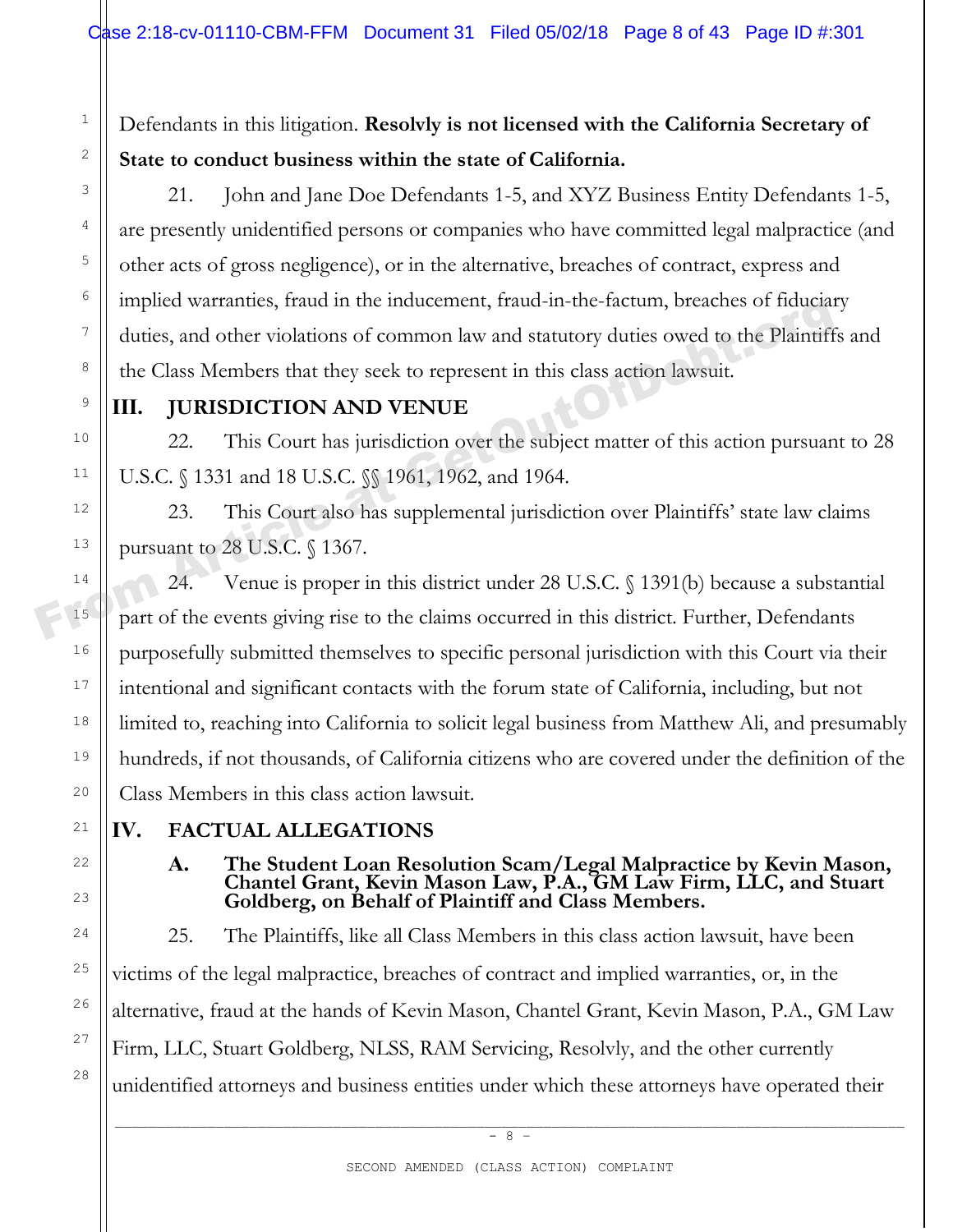Defendants in this litigation. **Resolvly is not licensed with the California Secretary of State to conduct business within the state of California.**

21. John and Jane Doe Defendants 1-5, and XYZ Business Entity Defendants 1-5, are presently unidentified persons or companies who have committed legal malpractice (and other acts of gross negligence), or in the alternative, breaches of contract, express and implied warranties, fraud in the inducement, fraud-in-the-factum, breaches of fiduciary duties, and other violations of common law and statutory duties owed to the Plaintiffs and the Class Members that they seek to represent in this class action lawsuit.

## III. JURISDICTION AND VENUE

22. This Court has jurisdiction over the subject matter of this action pursuant to 28 U.S.C. § 1331 and 18 U.S.C. §§ 1961, 1962, and 1964.

23. This Court also has supplemental jurisdiction over Plaintiffs' state law claims pursuant to 28 U.S.C. § 1367.

24. Venue is proper in this district under 28 U.S.C. § 1391(b) because a substantial part of the events giving rise to the claims occurred in this district. Further, Defendants purposefully submitted themselves to specific personal jurisdiction with this Court via their intentional and significant contacts with the forum state of California, including, but not limited to, reaching into California to solicit legal business from Matthew Ali, and presumably hundreds, if not thousands, of California citizens who are covered under the definition of the Class Members in this class action lawsuit.

## IV. FACTUAL ALLEGATIONS

### A. The Student Loan Resolution Scam/Legal Malpractice by Kevin Mason, Chantel Grant, Kevin Mason Law, P.A., GM Law Firm, LLC, and Stuart Goldberg, on Behalf of Plaintiff and Class Members.

25. The Plaintiffs, like all Class Members in this class action lawsuit, have been victims of the legal malpractice, breaches of contract and implied warranties, or, in the alternative, fraud at the hands of Kevin Mason, Chantel Grant, Kevin Mason, P.A., GM Law Firm, LLC, Stuart Goldberg, NLSS, RAM Servicing, Resolvly, and the other currently unidentified attorneys and business entities under which these attorneys have operated their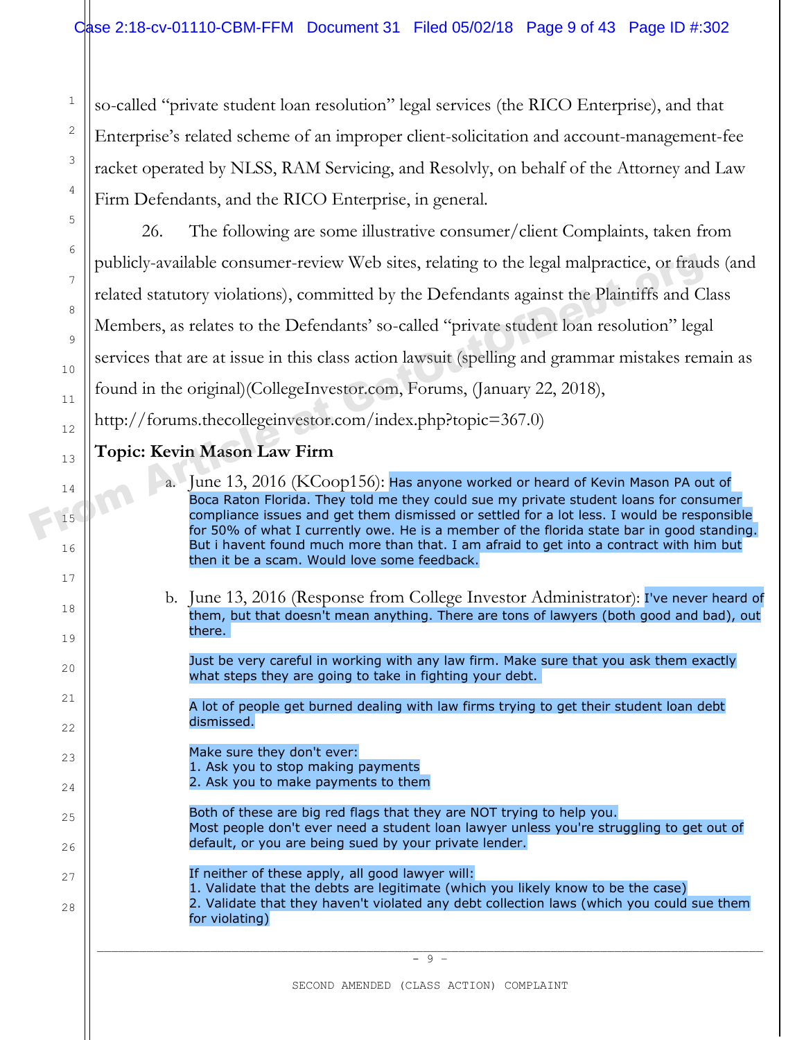so-called "private student loan resolution" legal services (the RICO Enterprise), and that Enterprise's related scheme of an improper client-solicitation and account-management-fee racket operated by NLSS, RAM Servicing, and Resolvly, on behalf of the Attorney and Law Firm Defendants, and the RICO Enterprise, in general.

26. The following are some illustrative consumer/client Complaints, taken from publicly-available consumer-review Web sites, relating to the legal malpractice, or frauds (and related statutory violations), committed by the Defendants against the Plaintiffs and Class Members, as relates to the Defendants' so-called "private student loan resolution" legal services that are at issue in this class action lawsuit (spelling and grammar mistakes remain as found in the original)(CollegeInvestor.com, Forums, (January 22, 2018), http://forums.thecollegeinvestor.com/index.php?topic=367.0)

**Topic: Kevin Mason Law Firm**

a. June 13, 2016 (KCoop156): Has anyone worked or heard of Kevin Mason PA out of Boca Raton Florida. They told me they could sue my private student loans for consumer compliance issues and get them dismissed or settled for a lot less. I would be responsible for 50% of what I currently owe. He is a member of the florida state bar in good standing. But i havent found much more than that. I am afraid to get into a contract with him but then it be a scam. Would love some feedback.

b. June 13, 2016 (Response from College Investor Administrator): I've never heard of them, but that doesn't mean anything. There are tons of lawyers (both good and bad), out there.

   Just be very careful in working with any law firm. Make sure that you ask them exactly what steps they are going to take in fighting your debt.

   A lot of people get burned dealing with law firms trying to get their student loan debt dismissed.

   Make sure they don't ever:
   1. Ask you to stop making payments
   2. Ask you to make payments to them

   Both of these are big red flags that they are NOT trying to help you.
   Most people don't ever need a student loan lawyer unless you're struggling to get out of default, or you are being sued by your private lender.

   If neither of these apply, all good lawyer will:
   1. Validate that the debts are legitimate (which you likely know to be the case)
   2. Validate that they haven't violated any debt collection laws (which you could sue them for violating)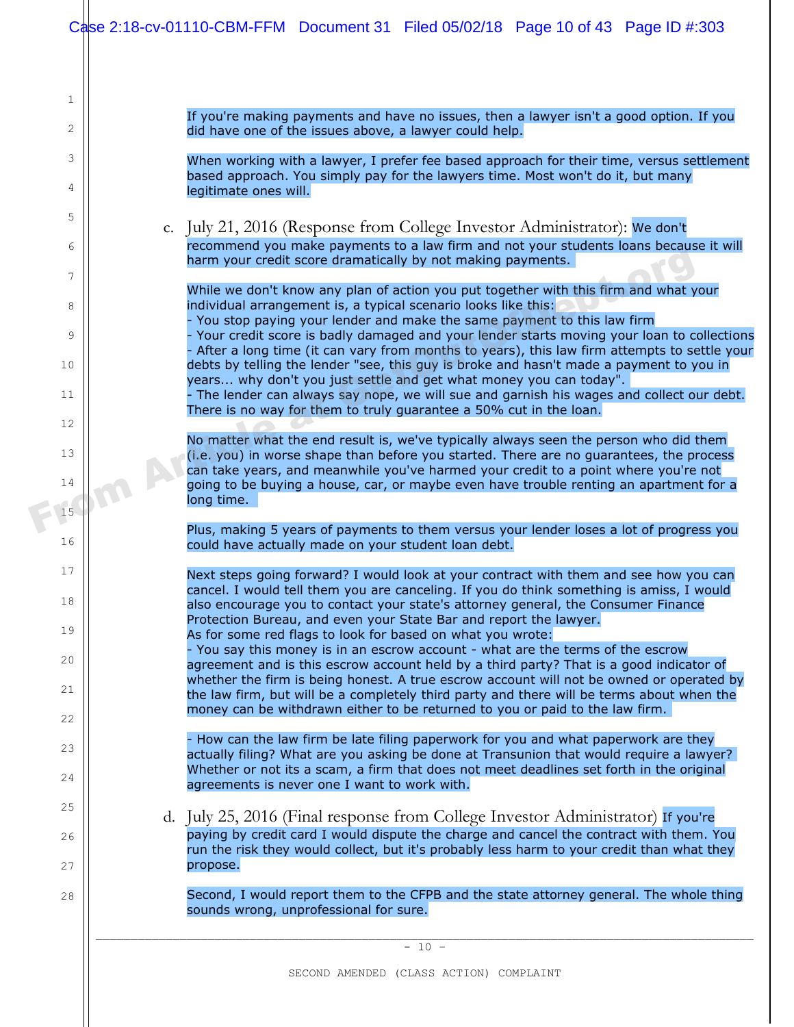If you're making payments and have no issues, then a lawyer isn't a good option. If you did have one of the issues above, a lawyer could help.

When working with a lawyer, I prefer fee based approach for their time, versus settlement based approach. You simply pay for the lawyers time. Most won't do it, but many legitimate ones will.

c. July 21, 2016 (Response from College Investor Administrator): We don't recommend you make payments to a law firm and not your students loans because it will harm your credit score dramatically by not making payments.

While we don't know any plan of action you put together with this firm and what your individual arrangement is, a typical scenario looks like this:
- You stop paying your lender and make the same payment to this law firm
- Your credit score is badly damaged and your lender starts moving your loan to collections
- After a long time (it can vary from months to years), this law firm attempts to settle your debts by telling the lender "see, this guy is broke and hasn't made a payment to you in years... why don't you just settle and get what money you can today".
- The lender can always say nope, we will sue and garnish his wages and collect our debt. There is no way for them to truly guarantee a 50% cut in the loan.

No matter what the end result is, we've typically always seen the person who did them (i.e. you) in worse shape than before you started. There are no guarantees, the process can take years, and meanwhile you've harmed your credit to a point where you're not going to be buying a house, car, or maybe even have trouble renting an apartment for a long time.

Plus, making 5 years of payments to them versus your lender loses a lot of progress you could have actually made on your student loan debt.

Next steps going forward? I would look at your contract with them and see how you can cancel. I would tell them you are canceling. If you do think something is amiss, I would also encourage you to contact your state's attorney general, the Consumer Finance Protection Bureau, and even your State Bar and report the lawyer.
As for some red flags to look for based on what you wrote:
- You say this money is in an escrow account - what are the terms of the escrow agreement and is this escrow account held by a third party? That is a good indicator of whether the firm is being honest. A true escrow account will not be owned or operated by the law firm, but will be a completely third party and there will be terms about when the money can be withdrawn either to be returned to you or paid to the law firm.

- How can the law firm be late filing paperwork for you and what paperwork are they actually filing? What are you asking be done at Transunion that would require a lawyer? Whether or not its a scam, a firm that does not meet deadlines set forth in the original agreements is never one I want to work with.

d. July 25, 2016 (Final response from College Investor Administrator) If you're paying by credit card I would dispute the charge and cancel the contract with them. You run the risk they would collect, but it's probably less harm to your credit than what they propose.

Second, I would report them to the CFPB and the state attorney general. The whole thing sounds wrong, unprofessional for sure.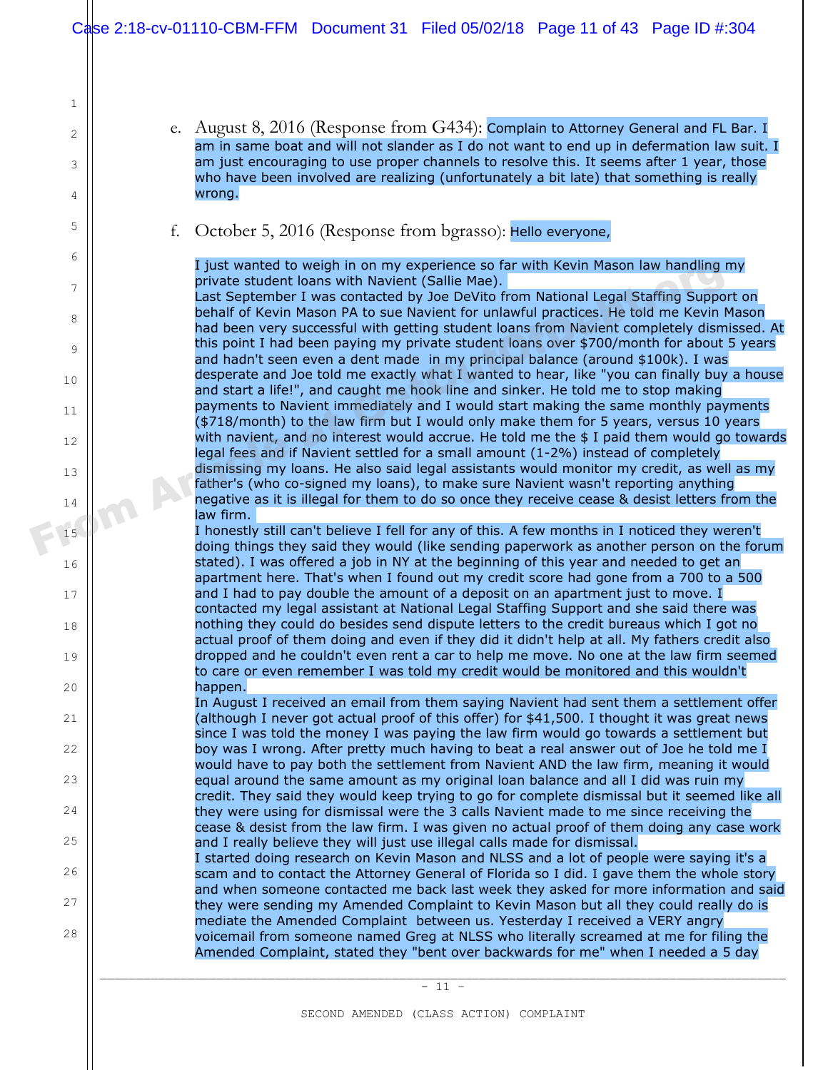e. August 8, 2016 (Response from G434): Complain to Attorney General and FL Bar. I am in same boat and will not slander as I do not want to end up in defermation law suit. I am just encouraging to use proper channels to resolve this. It seems after 1 year, those who have been involved are realizing (unfortunately a bit late) that something is really wrong.

f. October 5, 2016 (Response from bgrasso): Hello everyone,

I just wanted to weigh in on my experience so far with Kevin Mason law handling my private student loans with Navient (Sallie Mae).
Last September I was contacted by Joe DeVito from National Legal Staffing Support on behalf of Kevin Mason PA to sue Navient for unlawful practices. He told me Kevin Mason had been very successful with getting student loans from Navient completely dismissed. At this point I had been paying my private student loans over $700/month for about 5 years and hadn't seen even a dent made in my principal balance (around $100k). I was desperate and Joe told me exactly what I wanted to hear, like "you can finally buy a house and start a life!", and caught me hook line and sinker. He told me to stop making payments to Navient immediately and I would start making the same monthly payments ($718/month) to the law firm but I would only make them for 5 years, versus 10 years with navient, and no interest would accrue. He told me the $ I paid them would go towards legal fees and if Navient settled for a small amount (1-2%) instead of completely dismissing my loans. He also said legal assistants would monitor my credit, as well as my father's (who co-signed my loans), to make sure Navient wasn't reporting anything negative as it is illegal for them to do so once they receive cease & desist letters from the law firm.
I honestly still can't believe I fell for any of this. A few months in I noticed they weren't doing things they said they would (like sending paperwork as another person on the forum stated). I was offered a job in NY at the beginning of this year and needed to get an apartment here. That's when I found out my credit score had gone from a 700 to a 500 and I had to pay double the amount of a deposit on an apartment just to move. I contacted my legal assistant at National Legal Staffing Support and she said there was nothing they could do besides send dispute letters to the credit bureaus which I got no actual proof of them doing and even if they did it didn't help at all. My fathers credit also dropped and he couldn't even rent a car to help me move. No one at the law firm seemed to care or even remember I was told my credit would be monitored and this wouldn't happen.
In August I received an email from them saying Navient had sent them a settlement offer (although I never got actual proof of this offer) for $41,500. I thought it was great news since I was told the money I was paying the law firm would go towards a settlement but boy was I wrong. After pretty much having to beat a real answer out of Joe he told me I would have to pay both the settlement from Navient AND the law firm, meaning it would equal around the same amount as my original loan balance and all I did was ruin my credit. They said they would keep trying to go for complete dismissal but it seemed like all they were using for dismissal were the 3 calls Navient made to me since receiving the cease & desist from the law firm. I was given no actual proof of them doing any case work and I really believe they will just use illegal calls made for dismissal.
I started doing research on Kevin Mason and NLSS and a lot of people were saying it's a scam and to contact the Attorney General of Florida so I did. I gave them the whole story and when someone contacted me back last week they asked for more information and said they were sending my Amended Complaint to Kevin Mason but all they could really do is mediate the Amended Complaint between us. Yesterday I received a VERY angry voicemail from someone named Greg at NLSS who literally screamed at me for filing the Amended Complaint, stated they "bent over backwards for me" when I needed a 5 day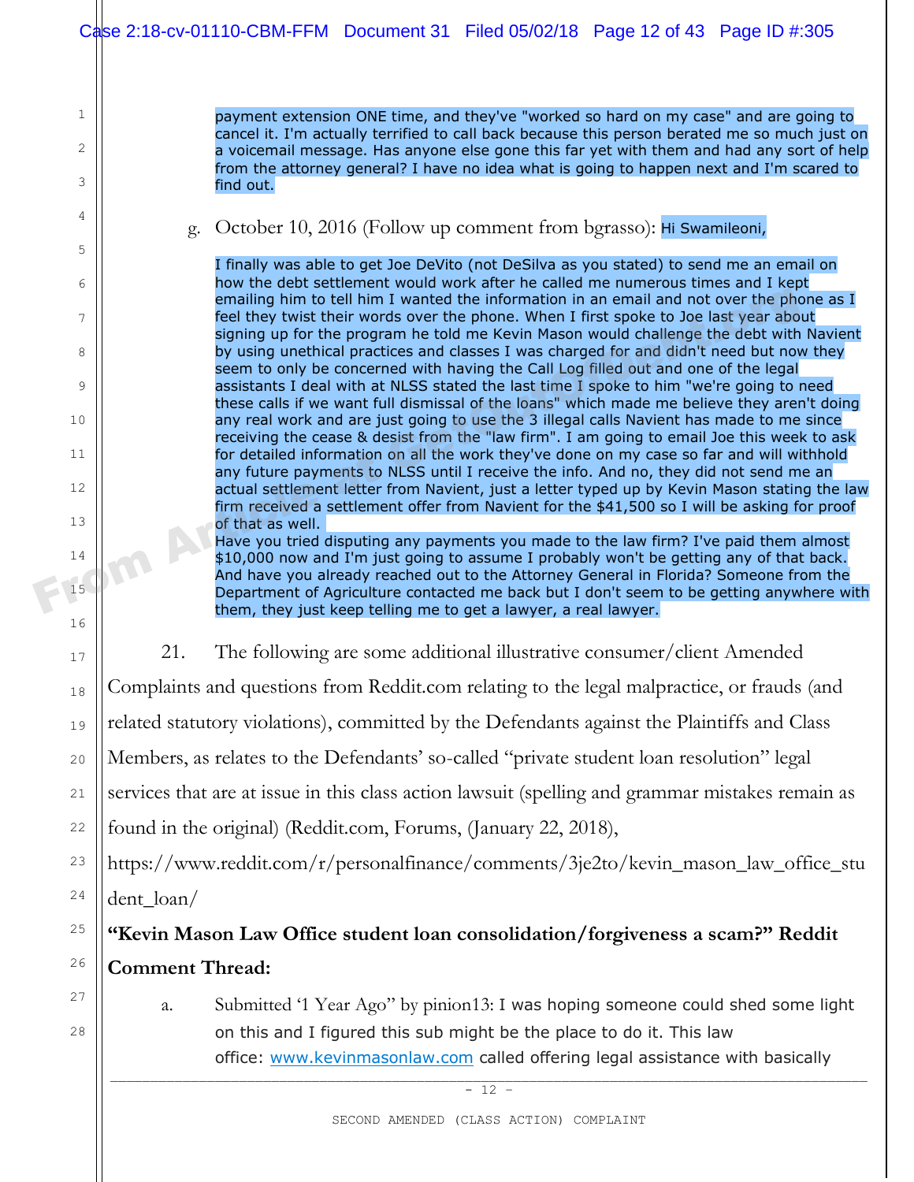payment extension ONE time, and they've "worked so hard on my case" and are going to cancel it. I'm actually terrified to call back because this person berated me so much just on a voicemail message. Has anyone else gone this far yet with them and had any sort of help from the attorney general? I have no idea what is going to happen next and I'm scared to find out.

g. October 10, 2016 (Follow up comment from bgrasso): Hi Swamileoni,

I finally was able to get Joe DeVito (not DeSilva as you stated) to send me an email on how the debt settlement would work after he called me numerous times and I kept emailing him to tell him I wanted the information in an email and not over the phone as I feel they twist their words over the phone. When I first spoke to Joe last year about signing up for the program he told me Kevin Mason would challenge the debt with Navient by using unethical practices and classes I was charged for and didn't need but now they seem to only be concerned with having the Call Log filled out and one of the legal assistants I deal with at NLSS stated the last time I spoke to him "we're going to need these calls if we want full dismissal of the loans" which made me believe they aren't doing any real work and are just going to use the 3 illegal calls Navient has made to me since receiving the cease & desist from the "law firm". I am going to email Joe this week to ask for detailed information on all the work they've done on my case so far and will withhold any future payments to NLSS until I receive the info. And no, they did not send me an actual settlement letter from Navient, just a letter typed up by Kevin Mason stating the law firm received a settlement offer from Navient for the $41,500 so I will be asking for proof of that as well.
Have you tried disputing any payments you made to the law firm? I've paid them almost $10,000 now and I'm just going to assume I probably won't be getting any of that back. And have you already reached out to the Attorney General in Florida? Someone from the Department of Agriculture contacted me back but I don't seem to be getting anywhere with them, they just keep telling me to get a lawyer, a real lawyer.

21. The following are some additional illustrative consumer/client Amended Complaints and questions from Reddit.com relating to the legal malpractice, or frauds (and related statutory violations), committed by the Defendants against the Plaintiffs and Class Members, as relates to the Defendants' so-called "private student loan resolution" legal services that are at issue in this class action lawsuit (spelling and grammar mistakes remain as found in the original) (Reddit.com, Forums, (January 22, 2018), https://www.reddit.com/r/personalfinance/comments/3je2to/kevin_mason_law_office_student_loan/

**"Kevin Mason Law Office student loan consolidation/forgiveness a scam?" Reddit Comment Thread:**

a. Submitted '1 Year Ago" by pinion13: I was hoping someone could shed some light on this and I figured this sub might be the place to do it. This law office: www.kevinmasonlaw.com called offering legal assistance with basically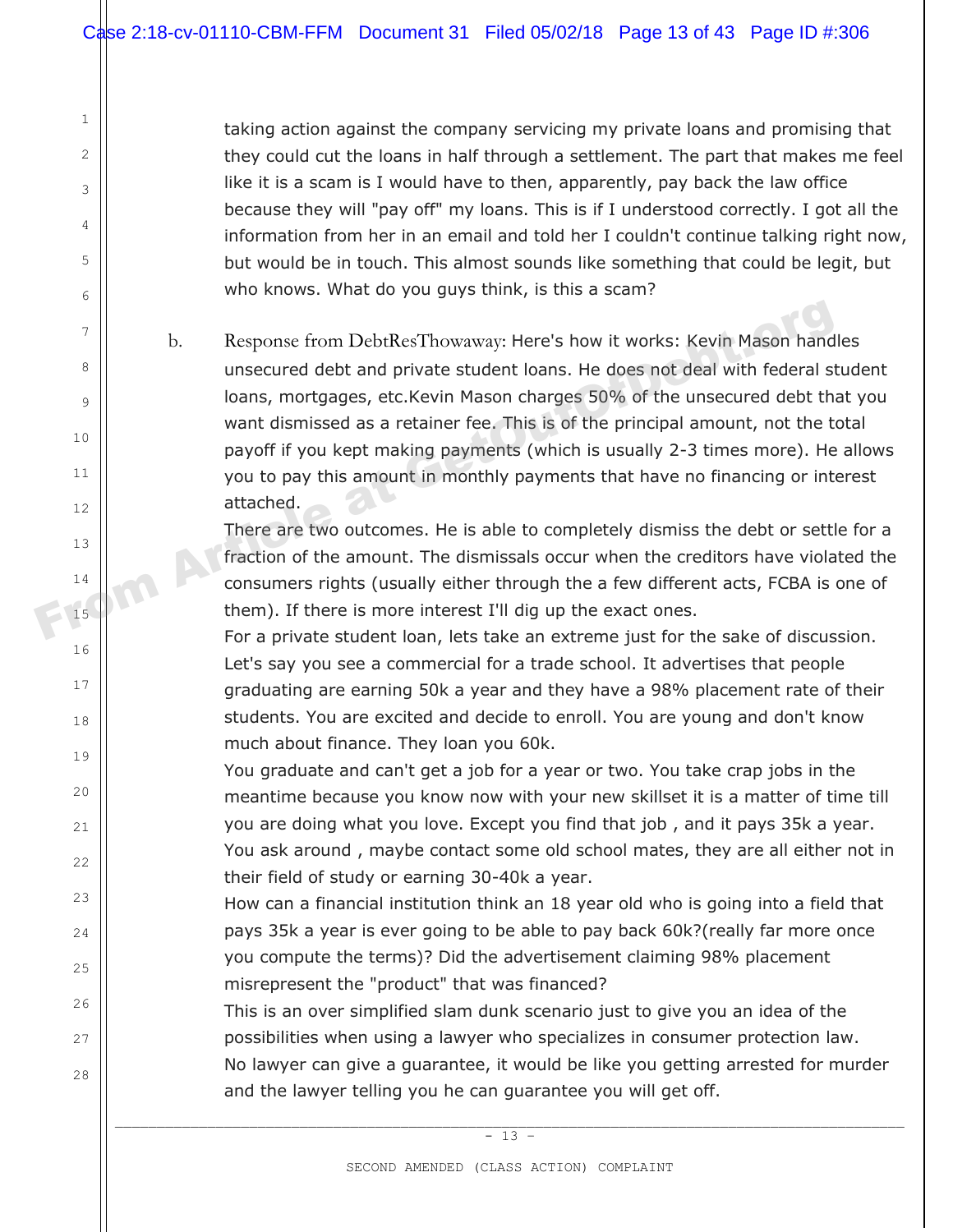taking action against the company servicing my private loans and promising that they could cut the loans in half through a settlement. The part that makes me feel like it is a scam is I would have to then, apparently, pay back the law office because they will "pay off" my loans. This is if I understood correctly. I got all the information from her in an email and told her I couldn't continue talking right now, but would be in touch. This almost sounds like something that could be legit, but who knows. What do you guys think, is this a scam?

b. Response from DebtResThowaway: Here's how it works: Kevin Mason handles unsecured debt and private student loans. He does not deal with federal student loans, mortgages, etc.Kevin Mason charges 50% of the unsecured debt that you want dismissed as a retainer fee. This is of the principal amount, not the total payoff if you kept making payments (which is usually 2-3 times more). He allows you to pay this amount in monthly payments that have no financing or interest attached.

There are two outcomes. He is able to completely dismiss the debt or settle for a fraction of the amount. The dismissals occur when the creditors have violated the consumers rights (usually either through the a few different acts, FCBA is one of them). If there is more interest I'll dig up the exact ones.

For a private student loan, lets take an extreme just for the sake of discussion. Let's say you see a commercial for a trade school. It advertises that people graduating are earning 50k a year and they have a 98% placement rate of their students. You are excited and decide to enroll. You are young and don't know much about finance. They loan you 60k.

You graduate and can't get a job for a year or two. You take crap jobs in the meantime because you know now with your new skillset it is a matter of time till you are doing what you love. Except you find that job , and it pays 35k a year. You ask around , maybe contact some old school mates, they are all either not in their field of study or earning 30-40k a year.

How can a financial institution think an 18 year old who is going into a field that pays 35k a year is ever going to be able to pay back 60k?(really far more once you compute the terms)? Did the advertisement claiming 98% placement misrepresent the "product" that was financed?

This is an over simplified slam dunk scenario just to give you an idea of the possibilities when using a lawyer who specializes in consumer protection law.

No lawyer can give a guarantee, it would be like you getting arrested for murder and the lawyer telling you he can guarantee you will get off.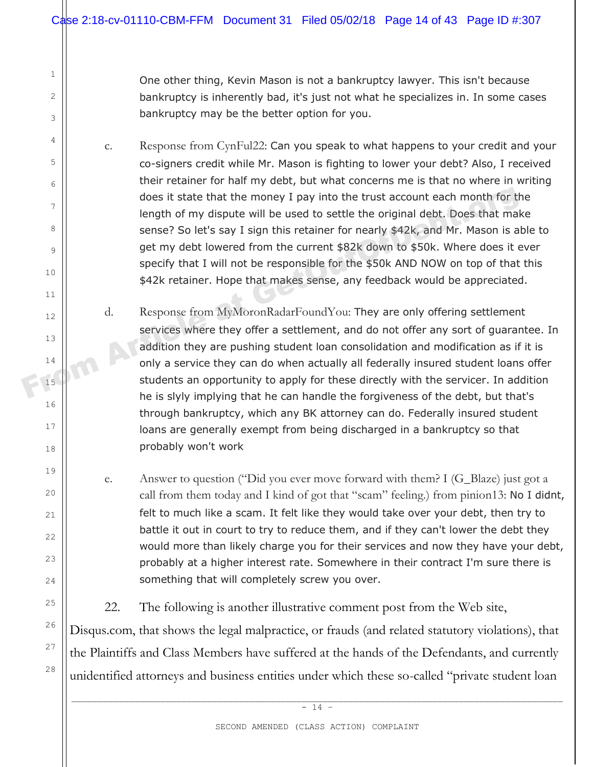One other thing, Kevin Mason is not a bankruptcy lawyer. This isn't because bankruptcy is inherently bad, it's just not what he specializes in. In some cases bankruptcy may be the better option for you.

c. Response from CynFul22: Can you speak to what happens to your credit and your co-signers credit while Mr. Mason is fighting to lower your debt? Also, I received their retainer for half my debt, but what concerns me is that no where in writing does it state that the money I pay into the trust account each month for the length of my dispute will be used to settle the original debt. Does that make sense? So let's say I sign this retainer for nearly $42k, and Mr. Mason is able to get my debt lowered from the current $82k down to $50k. Where does it ever specify that I will not be responsible for the $50k AND NOW on top of that this $42k retainer. Hope that makes sense, any feedback would be appreciated.

d. Response from MyMoronRadarFoundYou: They are only offering settlement services where they offer a settlement, and do not offer any sort of guarantee. In addition they are pushing student loan consolidation and modification as if it is only a service they can do when actually all federally insured student loans offer students an opportunity to apply for these directly with the servicer. In addition he is slyly implying that he can handle the forgiveness of the debt, but that's through bankruptcy, which any BK attorney can do. Federally insured student loans are generally exempt from being discharged in a bankruptcy so that probably won't work

e. Answer to question ("Did you ever move forward with them? I (G_Blaze) just got a call from them today and I kind of got that "scam" feeling.) from pinion13: No I didnt, felt to much like a scam. It felt like they would take over your debt, then try to battle it out in court to try to reduce them, and if they can't lower the debt they would more than likely charge you for their services and now they have your debt, probably at a higher interest rate. Somewhere in their contract I'm sure there is something that will completely screw you over.

22. The following is another illustrative comment post from the Web site, Disqus.com, that shows the legal malpractice, or frauds (and related statutory violations), that the Plaintiffs and Class Members have suffered at the hands of the Defendants, and currently unidentified attorneys and business entities under which these so-called "private student loan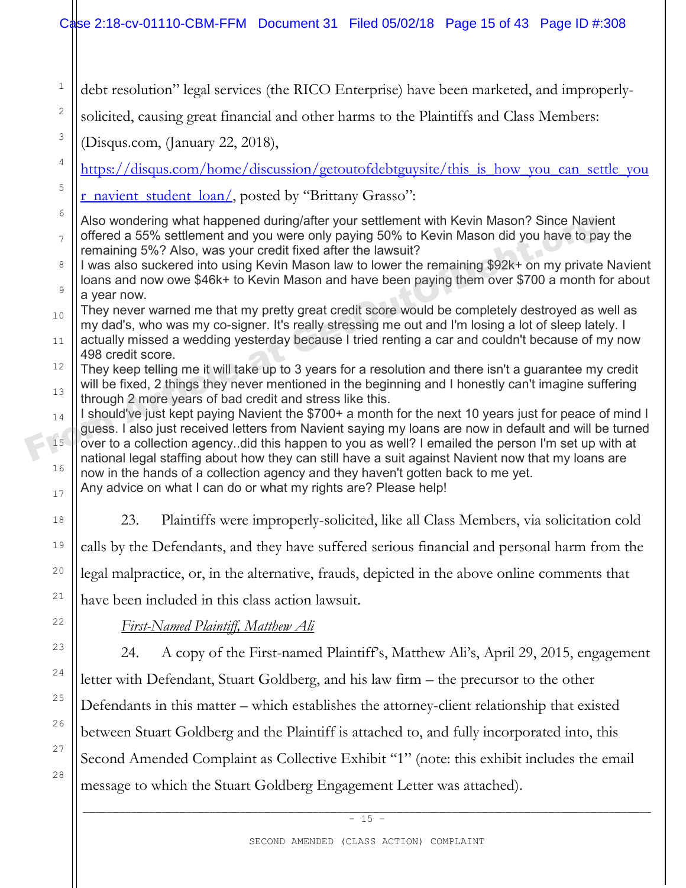debt resolution" legal services (the RICO Enterprise) have been marketed, and improperly-solicited, causing great financial and other harms to the Plaintiffs and Class Members: (Disqus.com, (January 22, 2018), https://disqus.com/home/discussion/getoutofdebtguysite/this_is_how_you_can_settle_your_navient_student_loan/, posted by "Brittany Grasso":

> Also wondering what happened during/after your settlement with Kevin Mason? Since Navient offered a 55% settlement and you were only paying 50% to Kevin Mason did you have to pay the remaining 5%? Also, was your credit fixed after the lawsuit?
> I was also suckered into using Kevin Mason law to lower the remaining $92k+ on my private Navient loans and now owe $46k+ to Kevin Mason and have been paying them over $700 a month for about a year now.
> They never warned me that my pretty great credit score would be completely destroyed as well as my dad's, who was my co-signer. It's really stressing me out and I'm losing a lot of sleep lately. I actually missed a wedding yesterday because I tried renting a car and couldn't because of my now 498 credit score.
> They keep telling me it will take up to 3 years for a resolution and there isn't a guarantee my credit will be fixed, 2 things they never mentioned in the beginning and I honestly can't imagine suffering through 2 more years of bad credit and stress like this.
> I should've just kept paying Navient the $700+ a month for the next 10 years just for peace of mind I guess. I also just received letters from Navient saying my loans are now in default and will be turned over to a collection agency..did this happen to you as well? I emailed the person I'm set up with at national legal staffing about how they can still have a suit against Navient now that my loans are now in the hands of a collection agency and they haven't gotten back to me yet.
> Any advice on what I can do or what my rights are? Please help!

23. Plaintiffs were improperly-solicited, like all Class Members, via solicitation cold calls by the Defendants, and they have suffered serious financial and personal harm from the legal malpractice, or, in the alternative, frauds, depicted in the above online comments that have been included in this class action lawsuit.

*First-Named Plaintiff, Matthew Ali*

24. A copy of the First-named Plaintiff's, Matthew Ali's, April 29, 2015, engagement letter with Defendant, Stuart Goldberg, and his law firm – the precursor to the other Defendants in this matter – which establishes the attorney-client relationship that existed between Stuart Goldberg and the Plaintiff is attached to, and fully incorporated into, this Second Amended Complaint as Collective Exhibit "1" (note: this exhibit includes the email message to which the Stuart Goldberg Engagement Letter was attached).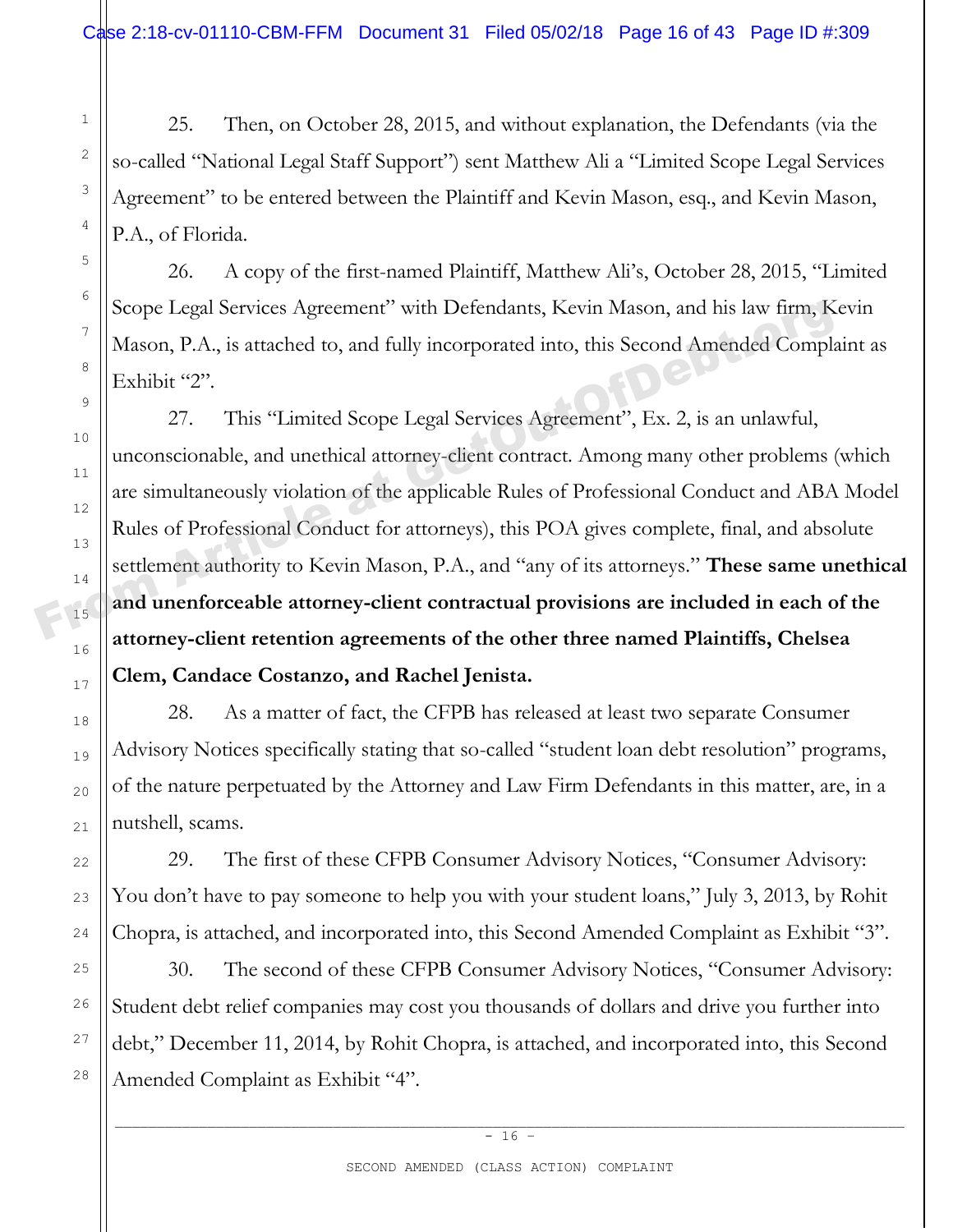25. Then, on October 28, 2015, and without explanation, the Defendants (via the so-called "National Legal Staff Support") sent Matthew Ali a "Limited Scope Legal Services Agreement" to be entered between the Plaintiff and Kevin Mason, esq., and Kevin Mason, P.A., of Florida.

26. A copy of the first-named Plaintiff, Matthew Ali's, October 28, 2015, "Limited Scope Legal Services Agreement" with Defendants, Kevin Mason, and his law firm, Kevin Mason, P.A., is attached to, and fully incorporated into, this Second Amended Complaint as Exhibit "2".

27. This "Limited Scope Legal Services Agreement", Ex. 2, is an unlawful, unconscionable, and unethical attorney-client contract. Among many other problems (which are simultaneously violation of the applicable Rules of Professional Conduct and ABA Model Rules of Professional Conduct for attorneys), this POA gives complete, final, and absolute settlement authority to Kevin Mason, P.A., and "any of its attorneys." **These same unethical and unenforceable attorney-client contractual provisions are included in each of the attorney-client retention agreements of the other three named Plaintiffs, Chelsea Clem, Candace Costanzo, and Rachel Jenista.**

28. As a matter of fact, the CFPB has released at least two separate Consumer Advisory Notices specifically stating that so-called "student loan debt resolution" programs, of the nature perpetuated by the Attorney and Law Firm Defendants in this matter, are, in a nutshell, scams.

29. The first of these CFPB Consumer Advisory Notices, "Consumer Advisory: You don't have to pay someone to help you with your student loans," July 3, 2013, by Rohit Chopra, is attached, and incorporated into, this Second Amended Complaint as Exhibit "3".

30. The second of these CFPB Consumer Advisory Notices, "Consumer Advisory: Student debt relief companies may cost you thousands of dollars and drive you further into debt," December 11, 2014, by Rohit Chopra, is attached, and incorporated into, this Second Amended Complaint as Exhibit "4".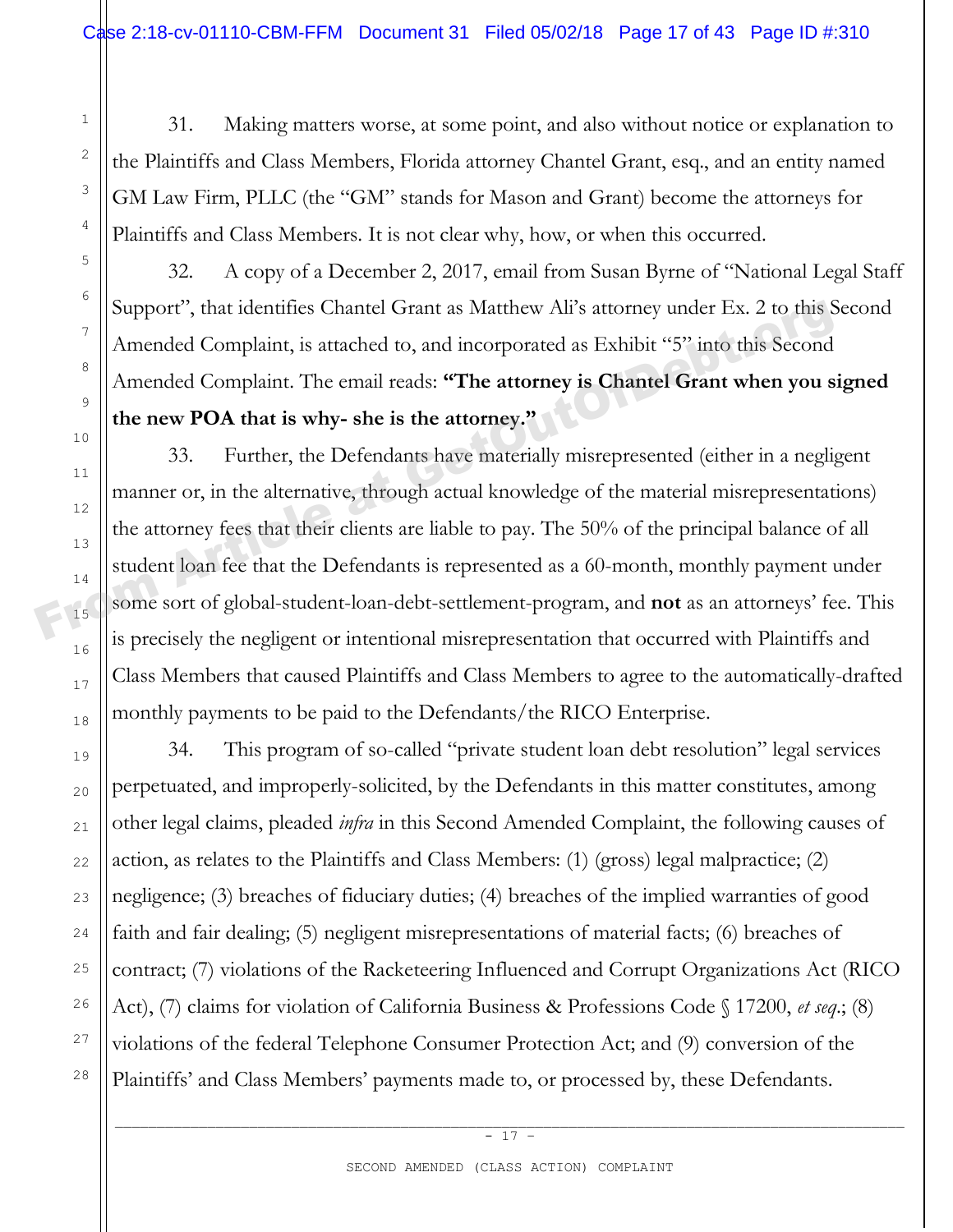31. Making matters worse, at some point, and also without notice or explanation to the Plaintiffs and Class Members, Florida attorney Chantel Grant, esq., and an entity named GM Law Firm, PLLC (the "GM" stands for Mason and Grant) become the attorneys for Plaintiffs and Class Members. It is not clear why, how, or when this occurred.

32. A copy of a December 2, 2017, email from Susan Byrne of "National Legal Staff Support", that identifies Chantel Grant as Matthew Ali's attorney under Ex. 2 to this Second Amended Complaint, is attached to, and incorporated as Exhibit "5" into this Second Amended Complaint. The email reads: **"The attorney is Chantel Grant when you signed the new POA that is why- she is the attorney."**

33. Further, the Defendants have materially misrepresented (either in a negligent manner or, in the alternative, through actual knowledge of the material misrepresentations) the attorney fees that their clients are liable to pay. The 50% of the principal balance of all student loan fee that the Defendants is represented as a 60-month, monthly payment under some sort of global-student-loan-debt-settlement-program, and **not** as an attorneys' fee. This is precisely the negligent or intentional misrepresentation that occurred with Plaintiffs and Class Members that caused Plaintiffs and Class Members to agree to the automatically-drafted monthly payments to be paid to the Defendants/the RICO Enterprise.

34. This program of so-called "private student loan debt resolution" legal services perpetuated, and improperly-solicited, by the Defendants in this matter constitutes, among other legal claims, pleaded *infra* in this Second Amended Complaint, the following causes of action, as relates to the Plaintiffs and Class Members: (1) (gross) legal malpractice; (2) negligence; (3) breaches of fiduciary duties; (4) breaches of the implied warranties of good faith and fair dealing; (5) negligent misrepresentations of material facts; (6) breaches of contract; (7) violations of the Racketeering Influenced and Corrupt Organizations Act (RICO Act), (7) claims for violation of California Business & Professions Code § 17200, *et seq*.; (8) violations of the federal Telephone Consumer Protection Act; and (9) conversion of the Plaintiffs' and Class Members' payments made to, or processed by, these Defendants.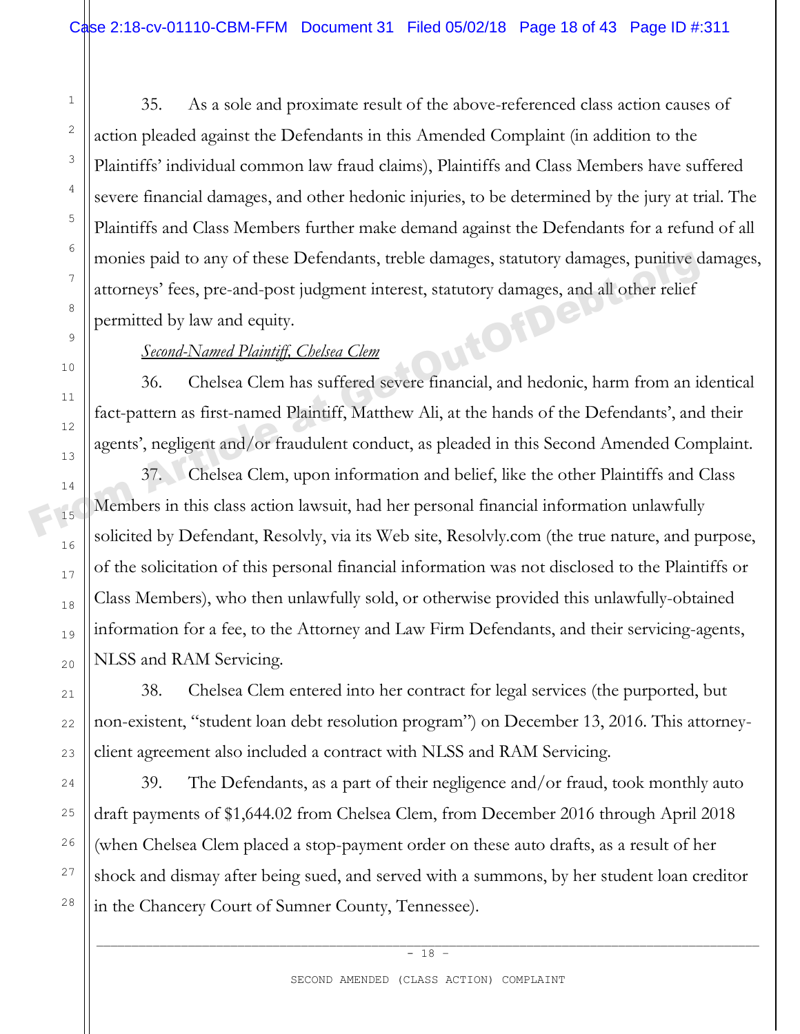35. As a sole and proximate result of the above-referenced class action causes of action pleaded against the Defendants in this Amended Complaint (in addition to the Plaintiffs' individual common law fraud claims), Plaintiffs and Class Members have suffered severe financial damages, and other hedonic injuries, to be determined by the jury at trial. The Plaintiffs and Class Members further make demand against the Defendants for a refund of all monies paid to any of these Defendants, treble damages, statutory damages, punitive damages, attorneys' fees, pre-and-post judgment interest, statutory damages, and all other relief permitted by law and equity.

*Second-Named Plaintiff, Chelsea Clem*

36. Chelsea Clem has suffered severe financial, and hedonic, harm from an identical fact-pattern as first-named Plaintiff, Matthew Ali, at the hands of the Defendants', and their agents', negligent and/or fraudulent conduct, as pleaded in this Second Amended Complaint.

37. Chelsea Clem, upon information and belief, like the other Plaintiffs and Class Members in this class action lawsuit, had her personal financial information unlawfully solicited by Defendant, Resolvly, via its Web site, Resolvly.com (the true nature, and purpose, of the solicitation of this personal financial information was not disclosed to the Plaintiffs or Class Members), who then unlawfully sold, or otherwise provided this unlawfully-obtained information for a fee, to the Attorney and Law Firm Defendants, and their servicing-agents, NLSS and RAM Servicing.

38. Chelsea Clem entered into her contract for legal services (the purported, but non-existent, "student loan debt resolution program") on December 13, 2016. This attorney-client agreement also included a contract with NLSS and RAM Servicing.

39. The Defendants, as a part of their negligence and/or fraud, took monthly auto draft payments of $1,644.02 from Chelsea Clem, from December 2016 through April 2018 (when Chelsea Clem placed a stop-payment order on these auto drafts, as a result of her shock and dismay after being sued, and served with a summons, by her student loan creditor in the Chancery Court of Sumner County, Tennessee).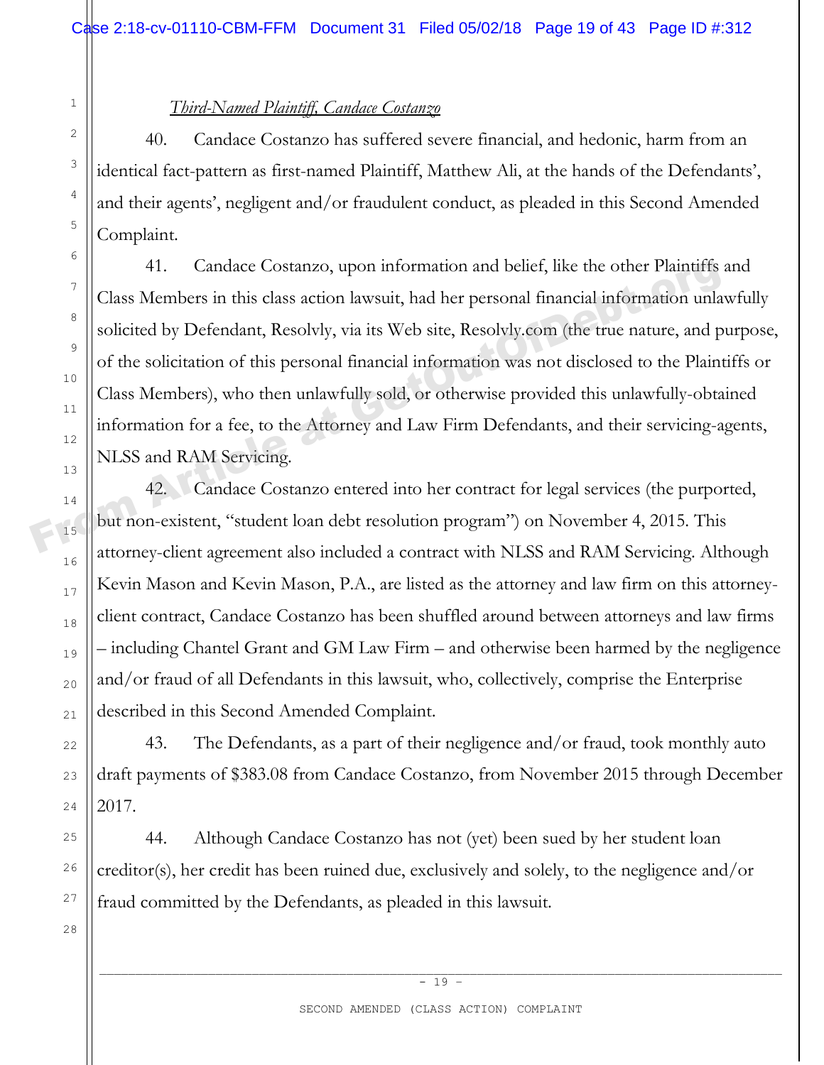*Third-Named Plaintiff, Candace Costanzo*

40. Candace Costanzo has suffered severe financial, and hedonic, harm from an identical fact-pattern as first-named Plaintiff, Matthew Ali, at the hands of the Defendants', and their agents', negligent and/or fraudulent conduct, as pleaded in this Second Amended Complaint.

41. Candace Costanzo, upon information and belief, like the other Plaintiffs and Class Members in this class action lawsuit, had her personal financial information unlawfully solicited by Defendant, Resolvly, via its Web site, Resolvly.com (the true nature, and purpose, of the solicitation of this personal financial information was not disclosed to the Plaintiffs or Class Members), who then unlawfully sold, or otherwise provided this unlawfully-obtained information for a fee, to the Attorney and Law Firm Defendants, and their servicing-agents, NLSS and RAM Servicing.

42. Candace Costanzo entered into her contract for legal services (the purported, but non-existent, "student loan debt resolution program") on November 4, 2015. This attorney-client agreement also included a contract with NLSS and RAM Servicing. Although Kevin Mason and Kevin Mason, P.A., are listed as the attorney and law firm on this attorney-client contract, Candace Costanzo has been shuffled around between attorneys and law firms – including Chantel Grant and GM Law Firm – and otherwise been harmed by the negligence and/or fraud of all Defendants in this lawsuit, who, collectively, comprise the Enterprise described in this Second Amended Complaint.

43. The Defendants, as a part of their negligence and/or fraud, took monthly auto draft payments of $383.08 from Candace Costanzo, from November 2015 through December 2017.

44. Although Candace Costanzo has not (yet) been sued by her student loan creditor(s), her credit has been ruined due, exclusively and solely, to the negligence and/or fraud committed by the Defendants, as pleaded in this lawsuit.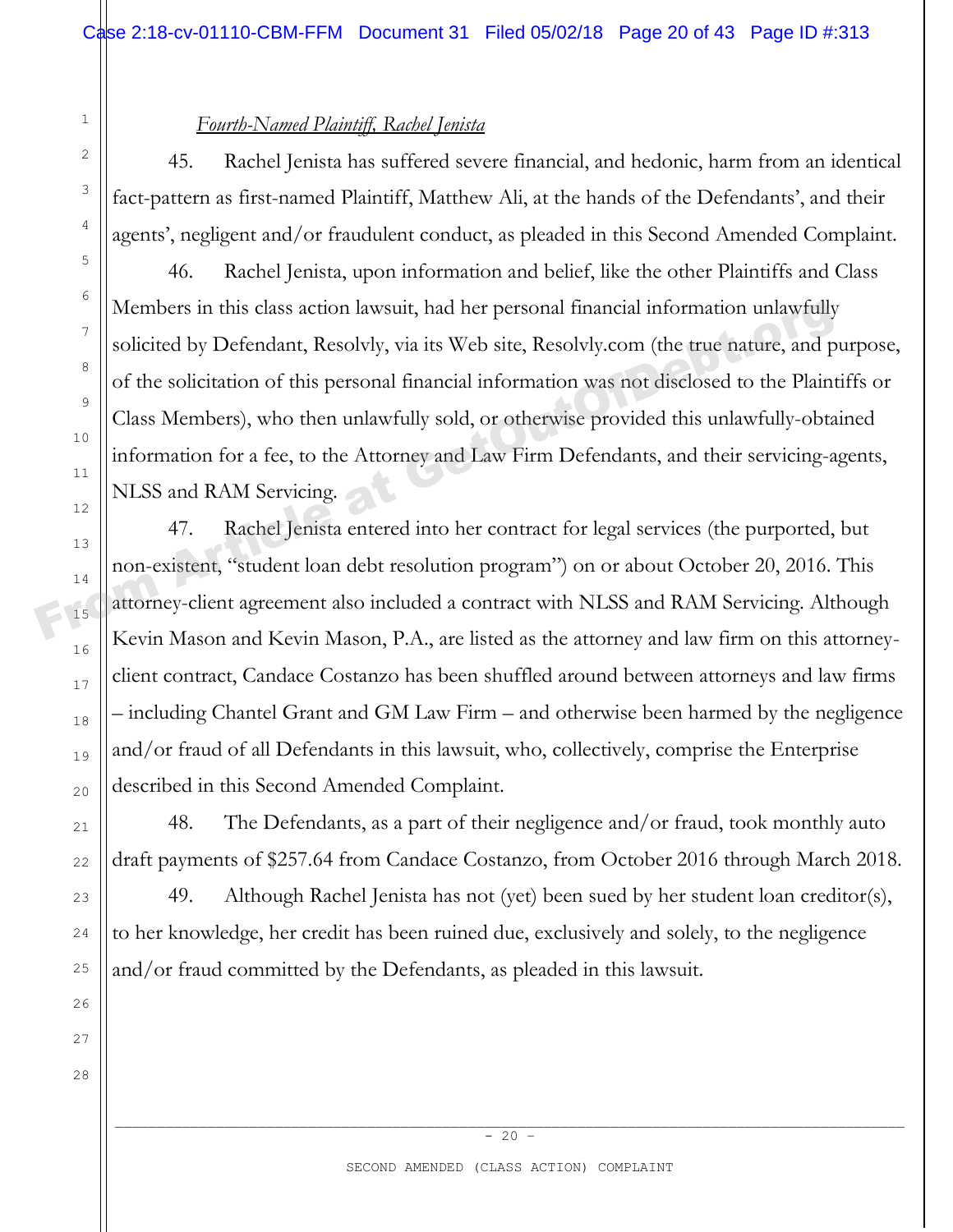*Fourth-Named Plaintiff, Rachel Jenista*

45. Rachel Jenista has suffered severe financial, and hedonic, harm from an identical fact-pattern as first-named Plaintiff, Matthew Ali, at the hands of the Defendants', and their agents', negligent and/or fraudulent conduct, as pleaded in this Second Amended Complaint.

46. Rachel Jenista, upon information and belief, like the other Plaintiffs and Class Members in this class action lawsuit, had her personal financial information unlawfully solicited by Defendant, Resolvly, via its Web site, Resolvly.com (the true nature, and purpose, of the solicitation of this personal financial information was not disclosed to the Plaintiffs or Class Members), who then unlawfully sold, or otherwise provided this unlawfully-obtained information for a fee, to the Attorney and Law Firm Defendants, and their servicing-agents, NLSS and RAM Servicing.

47. Rachel Jenista entered into her contract for legal services (the purported, but non-existent, "student loan debt resolution program") on or about October 20, 2016. This attorney-client agreement also included a contract with NLSS and RAM Servicing. Although Kevin Mason and Kevin Mason, P.A., are listed as the attorney and law firm on this attorney-client contract, Candace Costanzo has been shuffled around between attorneys and law firms – including Chantel Grant and GM Law Firm – and otherwise been harmed by the negligence and/or fraud of all Defendants in this lawsuit, who, collectively, comprise the Enterprise described in this Second Amended Complaint.

48. The Defendants, as a part of their negligence and/or fraud, took monthly auto draft payments of $257.64 from Candace Costanzo, from October 2016 through March 2018.

49. Although Rachel Jenista has not (yet) been sued by her student loan creditor(s), to her knowledge, her credit has been ruined due, exclusively and solely, to the negligence and/or fraud committed by the Defendants, as pleaded in this lawsuit.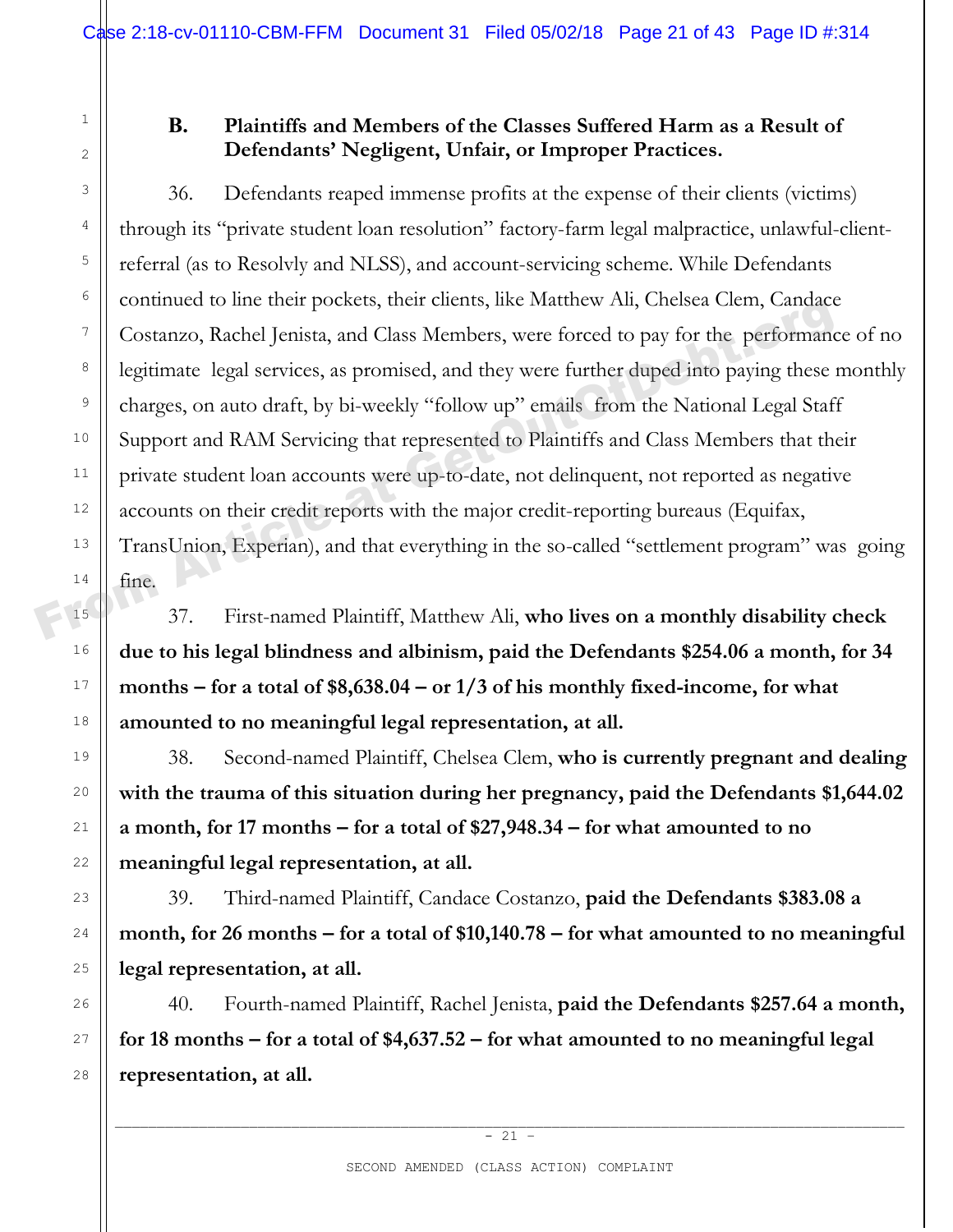### B. Plaintiffs and Members of the Classes Suffered Harm as a Result of Defendants' Negligent, Unfair, or Improper Practices.

36. Defendants reaped immense profits at the expense of their clients (victims) through its "private student loan resolution" factory-farm legal malpractice, unlawful-client-referral (as to Resolvly and NLSS), and account-servicing scheme. While Defendants continued to line their pockets, their clients, like Matthew Ali, Chelsea Clem, Candace Costanzo, Rachel Jenista, and Class Members, were forced to pay for the performance of no legitimate legal services, as promised, and they were further duped into paying these monthly charges, on auto draft, by bi-weekly "follow up" emails from the National Legal Staff Support and RAM Servicing that represented to Plaintiffs and Class Members that their private student loan accounts were up-to-date, not delinquent, not reported as negative accounts on their credit reports with the major credit-reporting bureaus (Equifax, TransUnion, Experian), and that everything in the so-called "settlement program" was going fine.

37. First-named Plaintiff, Matthew Ali, **who lives on a monthly disability check due to his legal blindness and albinism, paid the Defendants $254.06 a month, for 34 months – for a total of $8,638.04 – or 1/3 of his monthly fixed-income, for what amounted to no meaningful legal representation, at all.**

38. Second-named Plaintiff, Chelsea Clem, **who is currently pregnant and dealing with the trauma of this situation during her pregnancy, paid the Defendants $1,644.02 a month, for 17 months – for a total of $27,948.34 – for what amounted to no meaningful legal representation, at all.**

39. Third-named Plaintiff, Candace Costanzo, **paid the Defendants $383.08 a month, for 26 months – for a total of $10,140.78 – for what amounted to no meaningful legal representation, at all.**

40. Fourth-named Plaintiff, Rachel Jenista, **paid the Defendants $257.64 a month, for 18 months – for a total of $4,637.52 – for what amounted to no meaningful legal representation, at all.**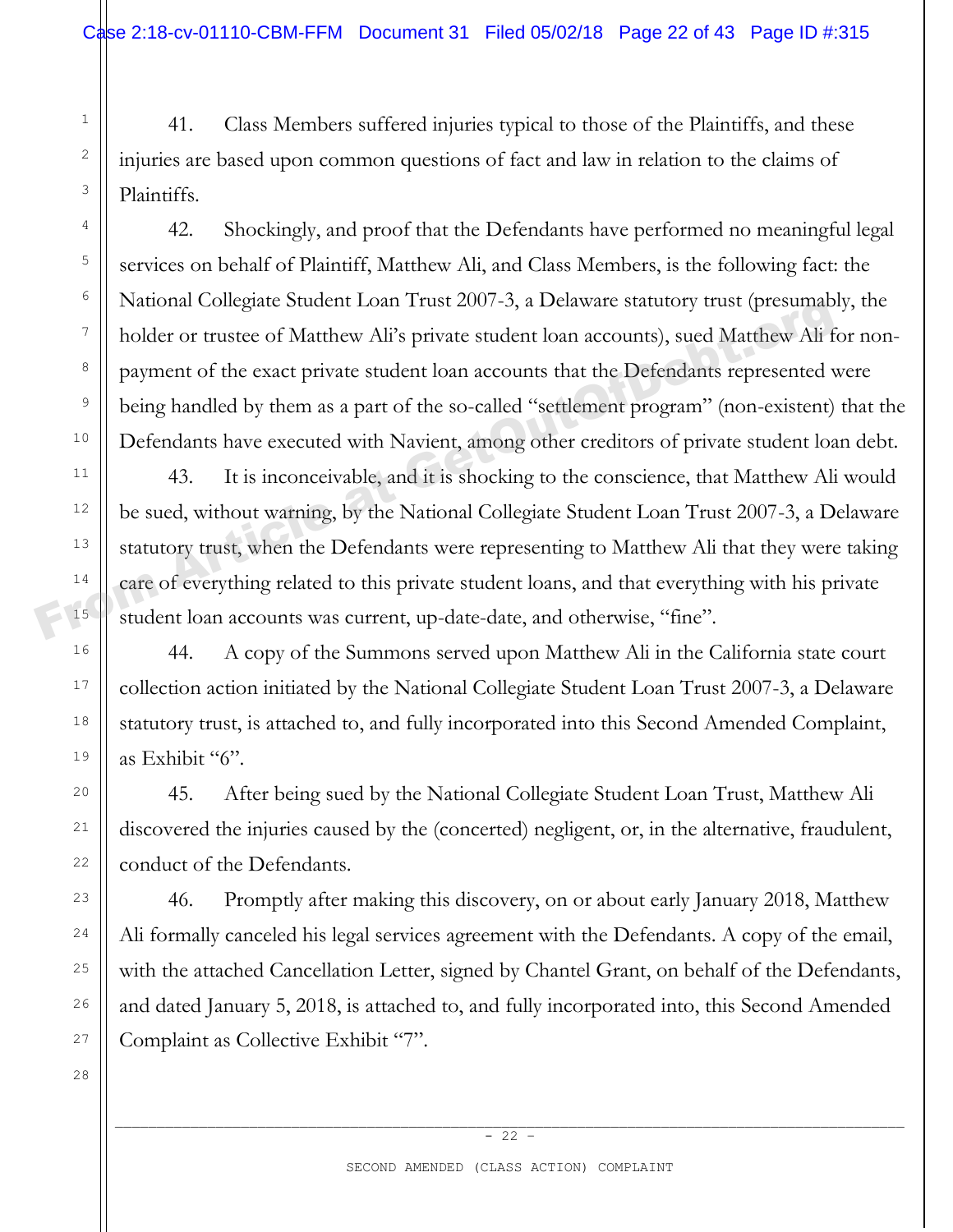41. Class Members suffered injuries typical to those of the Plaintiffs, and these injuries are based upon common questions of fact and law in relation to the claims of Plaintiffs.

42. Shockingly, and proof that the Defendants have performed no meaningful legal services on behalf of Plaintiff, Matthew Ali, and Class Members, is the following fact: the National Collegiate Student Loan Trust 2007-3, a Delaware statutory trust (presumably, the holder or trustee of Matthew Ali's private student loan accounts), sued Matthew Ali for non-payment of the exact private student loan accounts that the Defendants represented were being handled by them as a part of the so-called "settlement program" (non-existent) that the Defendants have executed with Navient, among other creditors of private student loan debt.

43. It is inconceivable, and it is shocking to the conscience, that Matthew Ali would be sued, without warning, by the National Collegiate Student Loan Trust 2007-3, a Delaware statutory trust, when the Defendants were representing to Matthew Ali that they were taking care of everything related to this private student loans, and that everything with his private student loan accounts was current, up-date-date, and otherwise, "fine".

44. A copy of the Summons served upon Matthew Ali in the California state court collection action initiated by the National Collegiate Student Loan Trust 2007-3, a Delaware statutory trust, is attached to, and fully incorporated into this Second Amended Complaint, as Exhibit "6".

45. After being sued by the National Collegiate Student Loan Trust, Matthew Ali discovered the injuries caused by the (concerted) negligent, or, in the alternative, fraudulent, conduct of the Defendants.

46. Promptly after making this discovery, on or about early January 2018, Matthew Ali formally canceled his legal services agreement with the Defendants. A copy of the email, with the attached Cancellation Letter, signed by Chantel Grant, on behalf of the Defendants, and dated January 5, 2018, is attached to, and fully incorporated into, this Second Amended Complaint as Collective Exhibit "7".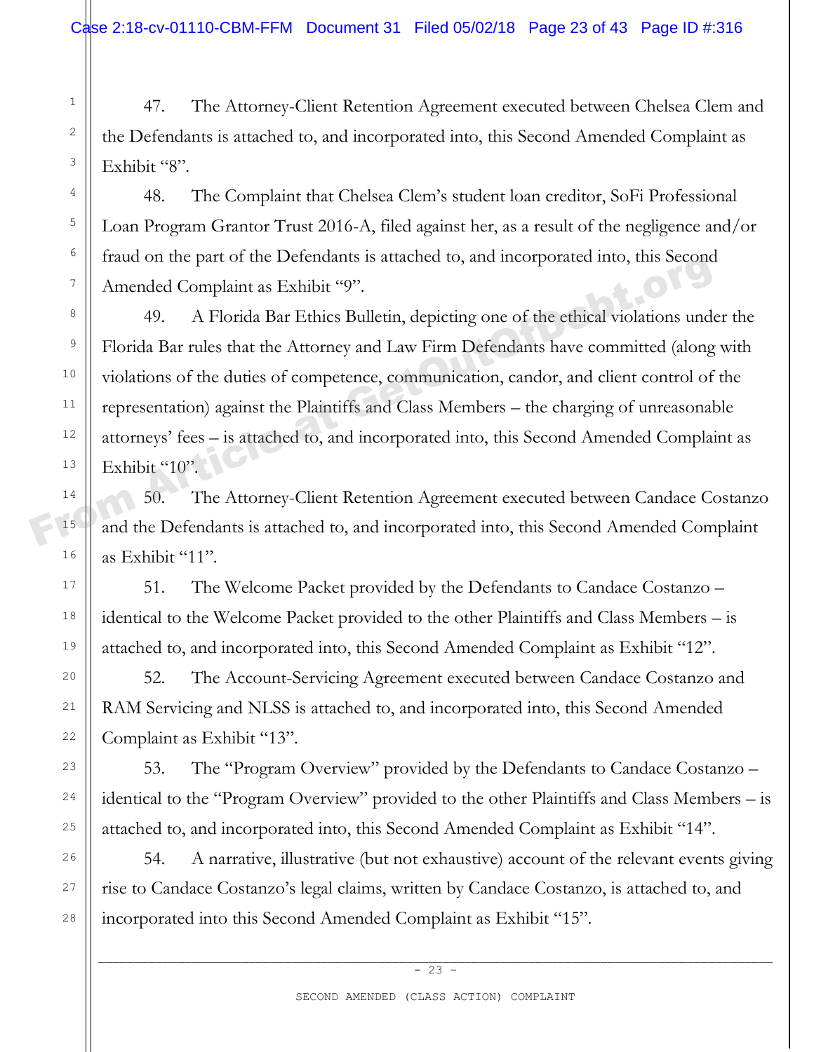47. The Attorney-Client Retention Agreement executed between Chelsea Clem and the Defendants is attached to, and incorporated into, this Second Amended Complaint as Exhibit "8".

48. The Complaint that Chelsea Clem's student loan creditor, SoFi Professional Loan Program Grantor Trust 2016-A, filed against her, as a result of the negligence and/or fraud on the part of the Defendants is attached to, and incorporated into, this Second Amended Complaint as Exhibit "9".

49. A Florida Bar Ethics Bulletin, depicting one of the ethical violations under the Florida Bar rules that the Attorney and Law Firm Defendants have committed (along with violations of the duties of competence, communication, candor, and client control of the representation) against the Plaintiffs and Class Members – the charging of unreasonable attorneys' fees – is attached to, and incorporated into, this Second Amended Complaint as Exhibit "10".

50. The Attorney-Client Retention Agreement executed between Candace Costanzo and the Defendants is attached to, and incorporated into, this Second Amended Complaint as Exhibit "11".

51. The Welcome Packet provided by the Defendants to Candace Costanzo – identical to the Welcome Packet provided to the other Plaintiffs and Class Members – is attached to, and incorporated into, this Second Amended Complaint as Exhibit "12".

52. The Account-Servicing Agreement executed between Candace Costanzo and RAM Servicing and NLSS is attached to, and incorporated into, this Second Amended Complaint as Exhibit "13".

53. The "Program Overview" provided by the Defendants to Candace Costanzo – identical to the "Program Overview" provided to the other Plaintiffs and Class Members – is attached to, and incorporated into, this Second Amended Complaint as Exhibit "14".

54. A narrative, illustrative (but not exhaustive) account of the relevant events giving rise to Candace Costanzo's legal claims, written by Candace Costanzo, is attached to, and incorporated into this Second Amended Complaint as Exhibit "15".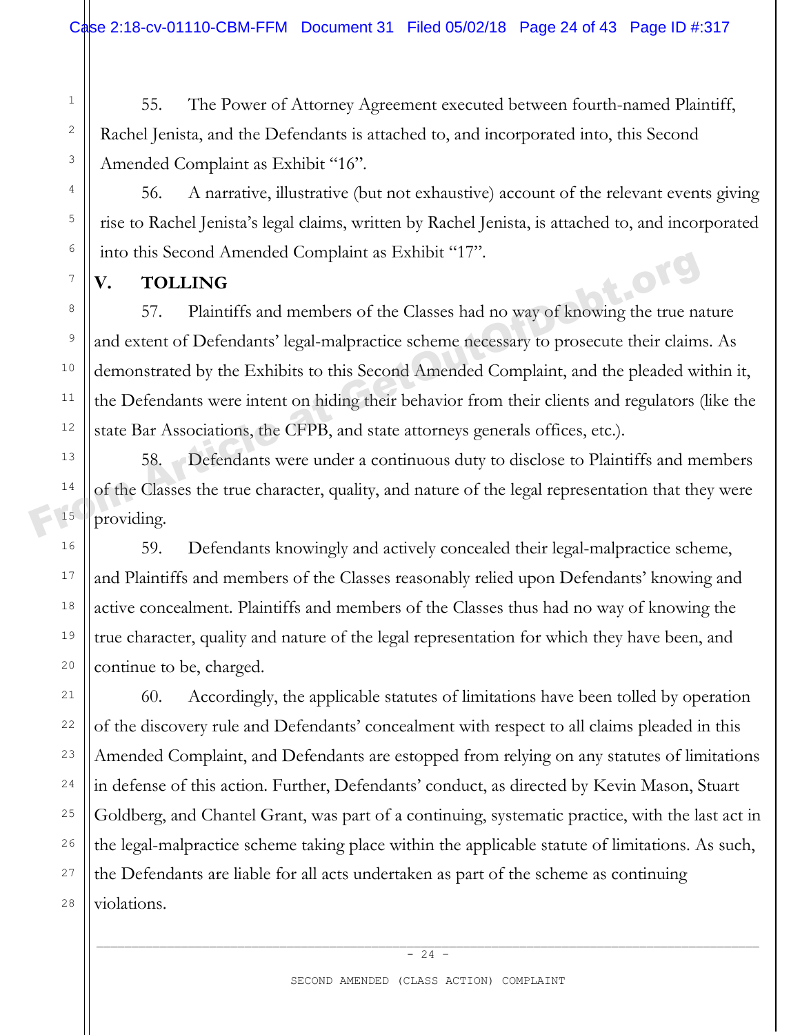55. The Power of Attorney Agreement executed between fourth-named Plaintiff, Rachel Jenista, and the Defendants is attached to, and incorporated into, this Second Amended Complaint as Exhibit "16".

56. A narrative, illustrative (but not exhaustive) account of the relevant events giving rise to Rachel Jenista's legal claims, written by Rachel Jenista, is attached to, and incorporated into this Second Amended Complaint as Exhibit "17".

## V. TOLLING

57. Plaintiffs and members of the Classes had no way of knowing the true nature and extent of Defendants' legal-malpractice scheme necessary to prosecute their claims. As demonstrated by the Exhibits to this Second Amended Complaint, and the pleaded within it, the Defendants were intent on hiding their behavior from their clients and regulators (like the state Bar Associations, the CFPB, and state attorneys generals offices, etc.).

58. Defendants were under a continuous duty to disclose to Plaintiffs and members of the Classes the true character, quality, and nature of the legal representation that they were providing.

59. Defendants knowingly and actively concealed their legal-malpractice scheme, and Plaintiffs and members of the Classes reasonably relied upon Defendants' knowing and active concealment. Plaintiffs and members of the Classes thus had no way of knowing the true character, quality and nature of the legal representation for which they have been, and continue to be, charged.

60. Accordingly, the applicable statutes of limitations have been tolled by operation of the discovery rule and Defendants' concealment with respect to all claims pleaded in this Amended Complaint, and Defendants are estopped from relying on any statutes of limitations in defense of this action. Further, Defendants' conduct, as directed by Kevin Mason, Stuart Goldberg, and Chantel Grant, was part of a continuing, systematic practice, with the last act in the legal-malpractice scheme taking place within the applicable statute of limitations. As such, the Defendants are liable for all acts undertaken as part of the scheme as continuing violations.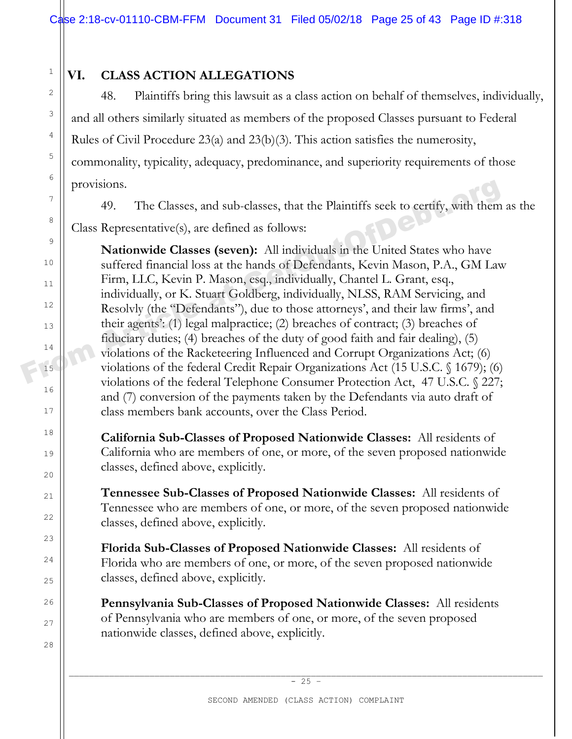## VI. CLASS ACTION ALLEGATIONS

48. Plaintiffs bring this lawsuit as a class action on behalf of themselves, individually, and all others similarly situated as members of the proposed Classes pursuant to Federal Rules of Civil Procedure 23(a) and 23(b)(3). This action satisfies the numerosity, commonality, typicality, adequacy, predominance, and superiority requirements of those provisions.

49. The Classes, and sub-classes, that the Plaintiffs seek to certify, with them as the Class Representative(s), are defined as follows:

> **Nationwide Classes (seven):** All individuals in the United States who have suffered financial loss at the hands of Defendants, Kevin Mason, P.A., GM Law Firm, LLC, Kevin P. Mason, esq., individually, Chantel L. Grant, esq., individually, or K. Stuart Goldberg, individually, NLSS, RAM Servicing, and Resolvly (the "Defendants"), due to those attorneys', and their law firms', and their agents': (1) legal malpractice; (2) breaches of contract; (3) breaches of fiduciary duties; (4) breaches of the duty of good faith and fair dealing), (5) violations of the Racketeering Influenced and Corrupt Organizations Act; (6) violations of the federal Credit Repair Organizations Act (15 U.S.C. § 1679); (6) violations of the federal Telephone Consumer Protection Act, 47 U.S.C. § 227; and (7) conversion of the payments taken by the Defendants via auto draft of class members bank accounts, over the Class Period.
>
> **California Sub-Classes of Proposed Nationwide Classes:** All residents of California who are members of one, or more, of the seven proposed nationwide classes, defined above, explicitly.
>
> **Tennessee Sub-Classes of Proposed Nationwide Classes:** All residents of Tennessee who are members of one, or more, of the seven proposed nationwide classes, defined above, explicitly.
>
> **Florida Sub-Classes of Proposed Nationwide Classes:** All residents of Florida who are members of one, or more, of the seven proposed nationwide classes, defined above, explicitly.
>
> **Pennsylvania Sub-Classes of Proposed Nationwide Classes:** All residents of Pennsylvania who are members of one, or more, of the seven proposed nationwide classes, defined above, explicitly.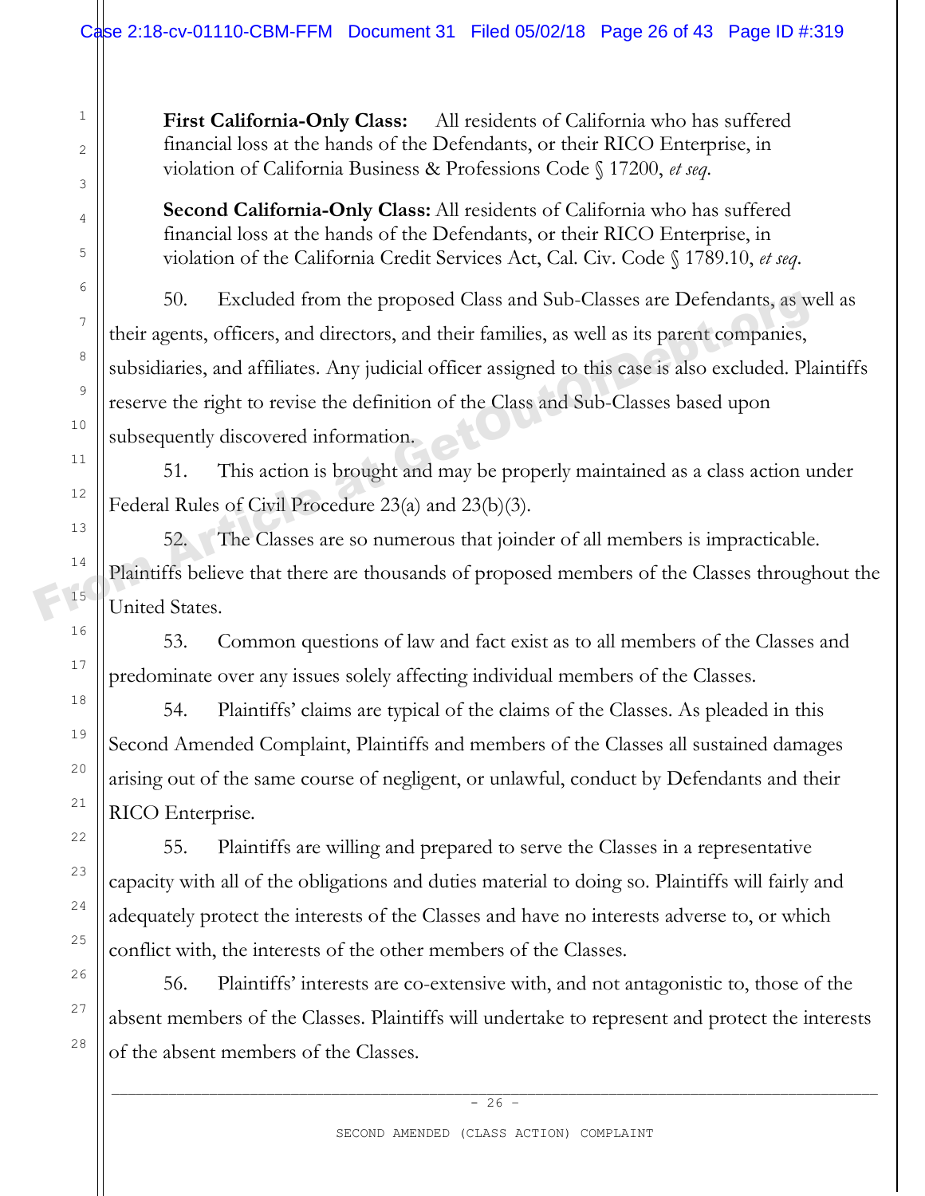**First California-Only Class:** All residents of California who has suffered financial loss at the hands of the Defendants, or their RICO Enterprise, in violation of California Business & Professions Code § 17200, *et seq.*

**Second California-Only Class:** All residents of California who has suffered financial loss at the hands of the Defendants, or their RICO Enterprise, in violation of the California Credit Services Act, Cal. Civ. Code § 1789.10, *et seq.*

50. Excluded from the proposed Class and Sub-Classes are Defendants, as well as their agents, officers, and directors, and their families, as well as its parent companies, subsidiaries, and affiliates. Any judicial officer assigned to this case is also excluded. Plaintiffs reserve the right to revise the definition of the Class and Sub-Classes based upon subsequently discovered information.

51. This action is brought and may be properly maintained as a class action under Federal Rules of Civil Procedure 23(a) and 23(b)(3).

52. The Classes are so numerous that joinder of all members is impracticable. Plaintiffs believe that there are thousands of proposed members of the Classes throughout the United States.

53. Common questions of law and fact exist as to all members of the Classes and predominate over any issues solely affecting individual members of the Classes.

54. Plaintiffs' claims are typical of the claims of the Classes. As pleaded in this Second Amended Complaint, Plaintiffs and members of the Classes all sustained damages arising out of the same course of negligent, or unlawful, conduct by Defendants and their RICO Enterprise.

55. Plaintiffs are willing and prepared to serve the Classes in a representative capacity with all of the obligations and duties material to doing so. Plaintiffs will fairly and adequately protect the interests of the Classes and have no interests adverse to, or which conflict with, the interests of the other members of the Classes.

56. Plaintiffs' interests are co-extensive with, and not antagonistic to, those of the absent members of the Classes. Plaintiffs will undertake to represent and protect the interests of the absent members of the Classes.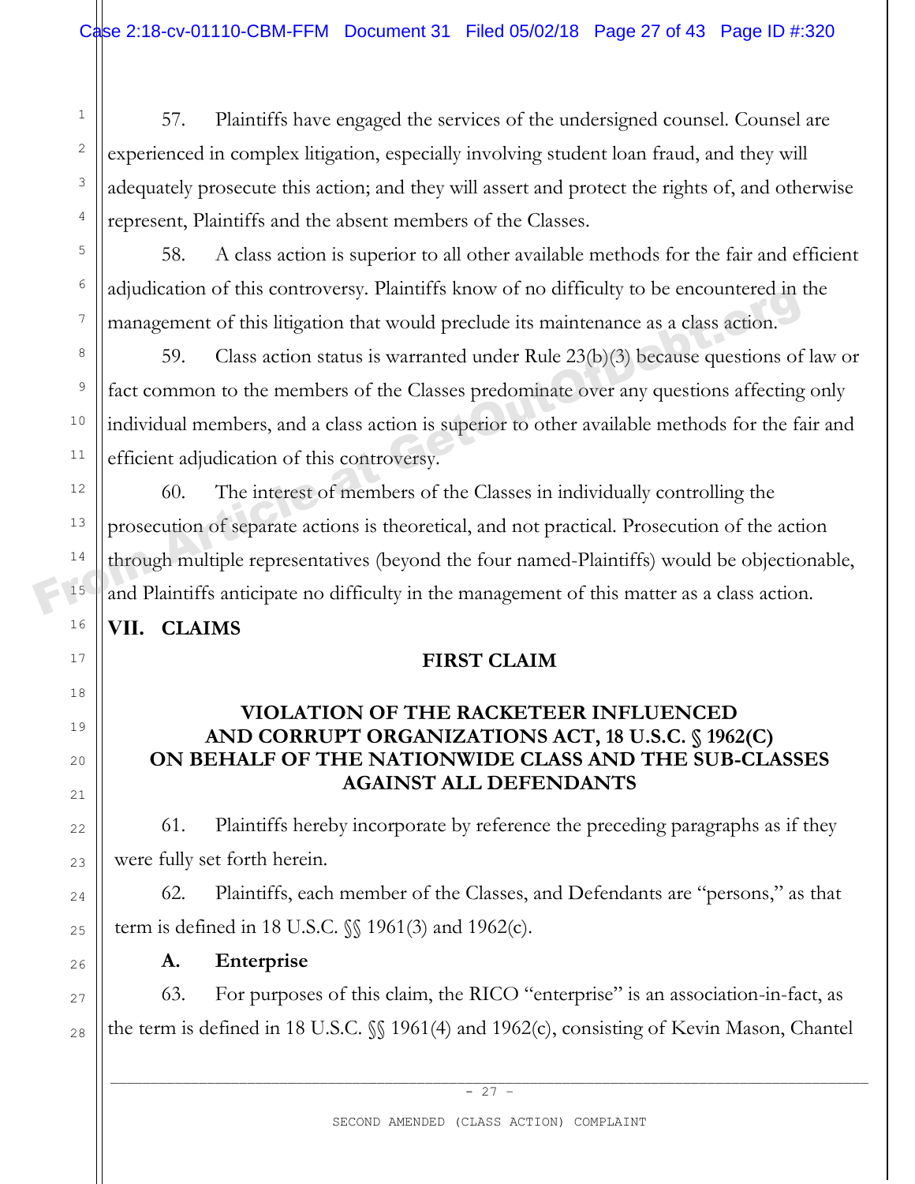57. Plaintiffs have engaged the services of the undersigned counsel. Counsel are experienced in complex litigation, especially involving student loan fraud, and they will adequately prosecute this action; and they will assert and protect the rights of, and otherwise represent, Plaintiffs and the absent members of the Classes.

58. A class action is superior to all other available methods for the fair and efficient adjudication of this controversy. Plaintiffs know of no difficulty to be encountered in the management of this litigation that would preclude its maintenance as a class action.

59. Class action status is warranted under Rule 23(b)(3) because questions of law or fact common to the members of the Classes predominate over any questions affecting only individual members, and a class action is superior to other available methods for the fair and efficient adjudication of this controversy.

60. The interest of members of the Classes in individually controlling the prosecution of separate actions is theoretical, and not practical. Prosecution of the action through multiple representatives (beyond the four named-Plaintiffs) would be objectionable, and Plaintiffs anticipate no difficulty in the management of this matter as a class action.

## VII. CLAIMS

### FIRST CLAIM

### VIOLATION OF THE RACKETEER INFLUENCED AND CORRUPT ORGANIZATIONS ACT, 18 U.S.C. § 1962(C) ON BEHALF OF THE NATIONWIDE CLASS AND THE SUB-CLASSES AGAINST ALL DEFENDANTS

61. Plaintiffs hereby incorporate by reference the preceding paragraphs as if they were fully set forth herein.

62. Plaintiffs, each member of the Classes, and Defendants are "persons," as that term is defined in 18 U.S.C. §§ 1961(3) and 1962(c).

**A. Enterprise**

63. For purposes of this claim, the RICO "enterprise" is an association-in-fact, as the term is defined in 18 U.S.C. §§ 1961(4) and 1962(c), consisting of Kevin Mason, Chantel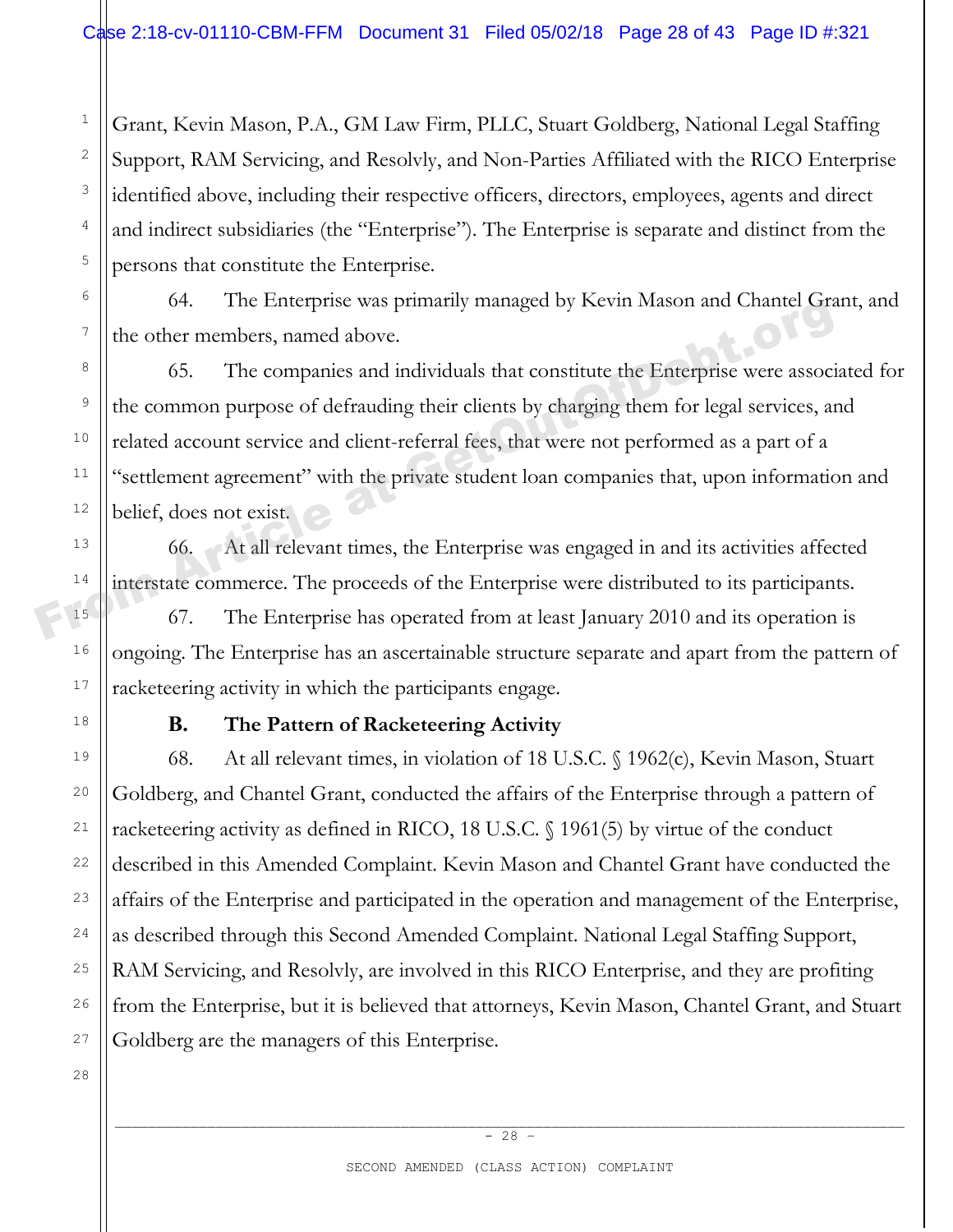Grant, Kevin Mason, P.A., GM Law Firm, PLLC, Stuart Goldberg, National Legal Staffing Support, RAM Servicing, and Resolvly, and Non-Parties Affiliated with the RICO Enterprise identified above, including their respective officers, directors, employees, agents and direct and indirect subsidiaries (the "Enterprise"). The Enterprise is separate and distinct from the persons that constitute the Enterprise.

64. The Enterprise was primarily managed by Kevin Mason and Chantel Grant, and the other members, named above.

65. The companies and individuals that constitute the Enterprise were associated for the common purpose of defrauding their clients by charging them for legal services, and related account service and client-referral fees, that were not performed as a part of a "settlement agreement" with the private student loan companies that, upon information and belief, does not exist.

66. At all relevant times, the Enterprise was engaged in and its activities affected interstate commerce. The proceeds of the Enterprise were distributed to its participants.

67. The Enterprise has operated from at least January 2010 and its operation is ongoing. The Enterprise has an ascertainable structure separate and apart from the pattern of racketeering activity in which the participants engage.

### B. The Pattern of Racketeering Activity

68. At all relevant times, in violation of 18 U.S.C. § 1962(c), Kevin Mason, Stuart Goldberg, and Chantel Grant, conducted the affairs of the Enterprise through a pattern of racketeering activity as defined in RICO, 18 U.S.C. § 1961(5) by virtue of the conduct described in this Amended Complaint. Kevin Mason and Chantel Grant have conducted the affairs of the Enterprise and participated in the operation and management of the Enterprise, as described through this Second Amended Complaint. National Legal Staffing Support, RAM Servicing, and Resolvly, are involved in this RICO Enterprise, and they are profiting from the Enterprise, but it is believed that attorneys, Kevin Mason, Chantel Grant, and Stuart Goldberg are the managers of this Enterprise.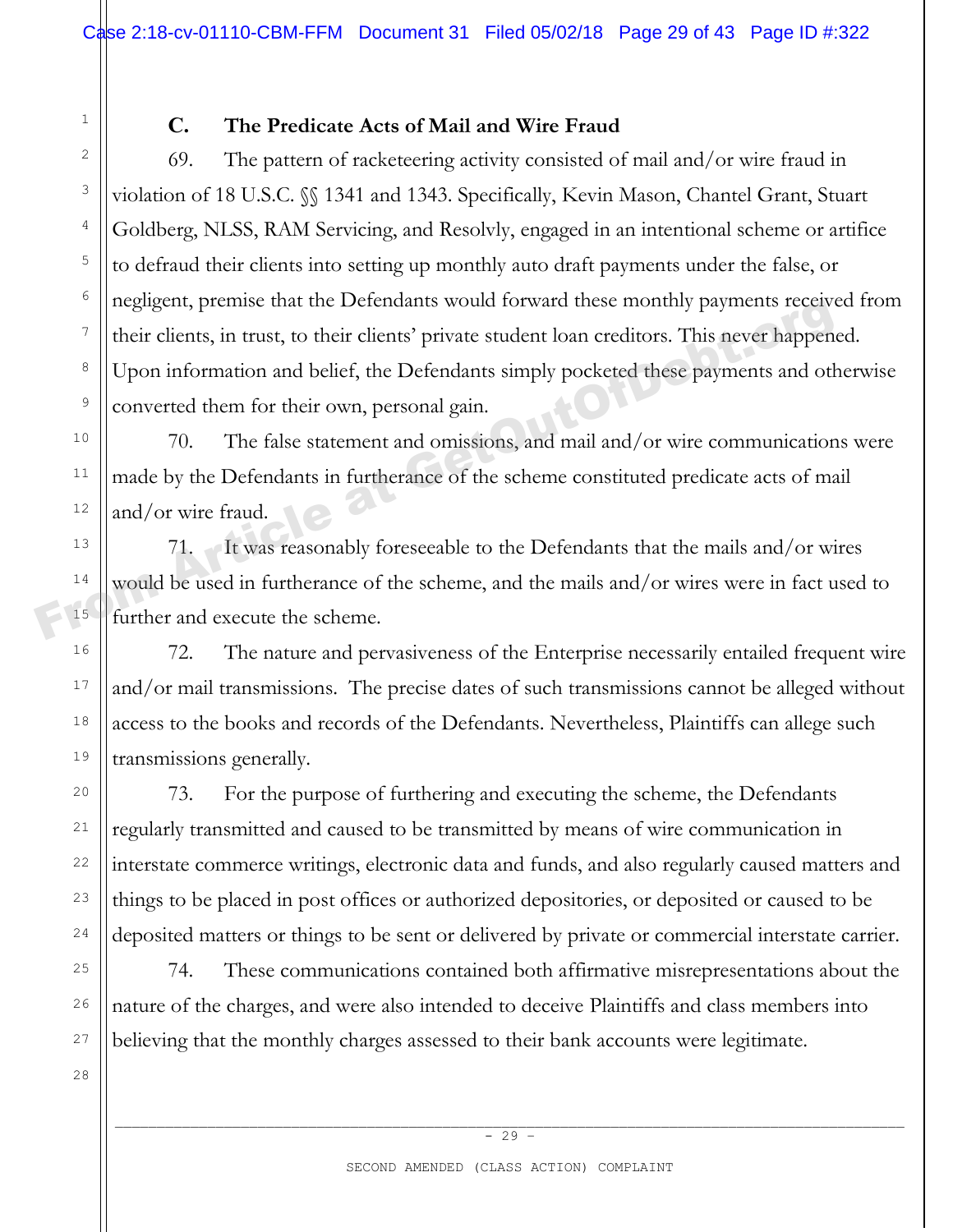### C. The Predicate Acts of Mail and Wire Fraud

69. The pattern of racketeering activity consisted of mail and/or wire fraud in violation of 18 U.S.C. §§ 1341 and 1343. Specifically, Kevin Mason, Chantel Grant, Stuart Goldberg, NLSS, RAM Servicing, and Resolvly, engaged in an intentional scheme or artifice to defraud their clients into setting up monthly auto draft payments under the false, or negligent, premise that the Defendants would forward these monthly payments received from their clients, in trust, to their clients' private student loan creditors. This never happened. Upon information and belief, the Defendants simply pocketed these payments and otherwise converted them for their own, personal gain.

70. The false statement and omissions, and mail and/or wire communications were made by the Defendants in furtherance of the scheme constituted predicate acts of mail and/or wire fraud.

71. It was reasonably foreseeable to the Defendants that the mails and/or wires would be used in furtherance of the scheme, and the mails and/or wires were in fact used to further and execute the scheme.

72. The nature and pervasiveness of the Enterprise necessarily entailed frequent wire and/or mail transmissions. The precise dates of such transmissions cannot be alleged without access to the books and records of the Defendants. Nevertheless, Plaintiffs can allege such transmissions generally.

73. For the purpose of furthering and executing the scheme, the Defendants regularly transmitted and caused to be transmitted by means of wire communication in interstate commerce writings, electronic data and funds, and also regularly caused matters and things to be placed in post offices or authorized depositories, or deposited or caused to be deposited matters or things to be sent or delivered by private or commercial interstate carrier.

74. These communications contained both affirmative misrepresentations about the nature of the charges, and were also intended to deceive Plaintiffs and class members into believing that the monthly charges assessed to their bank accounts were legitimate.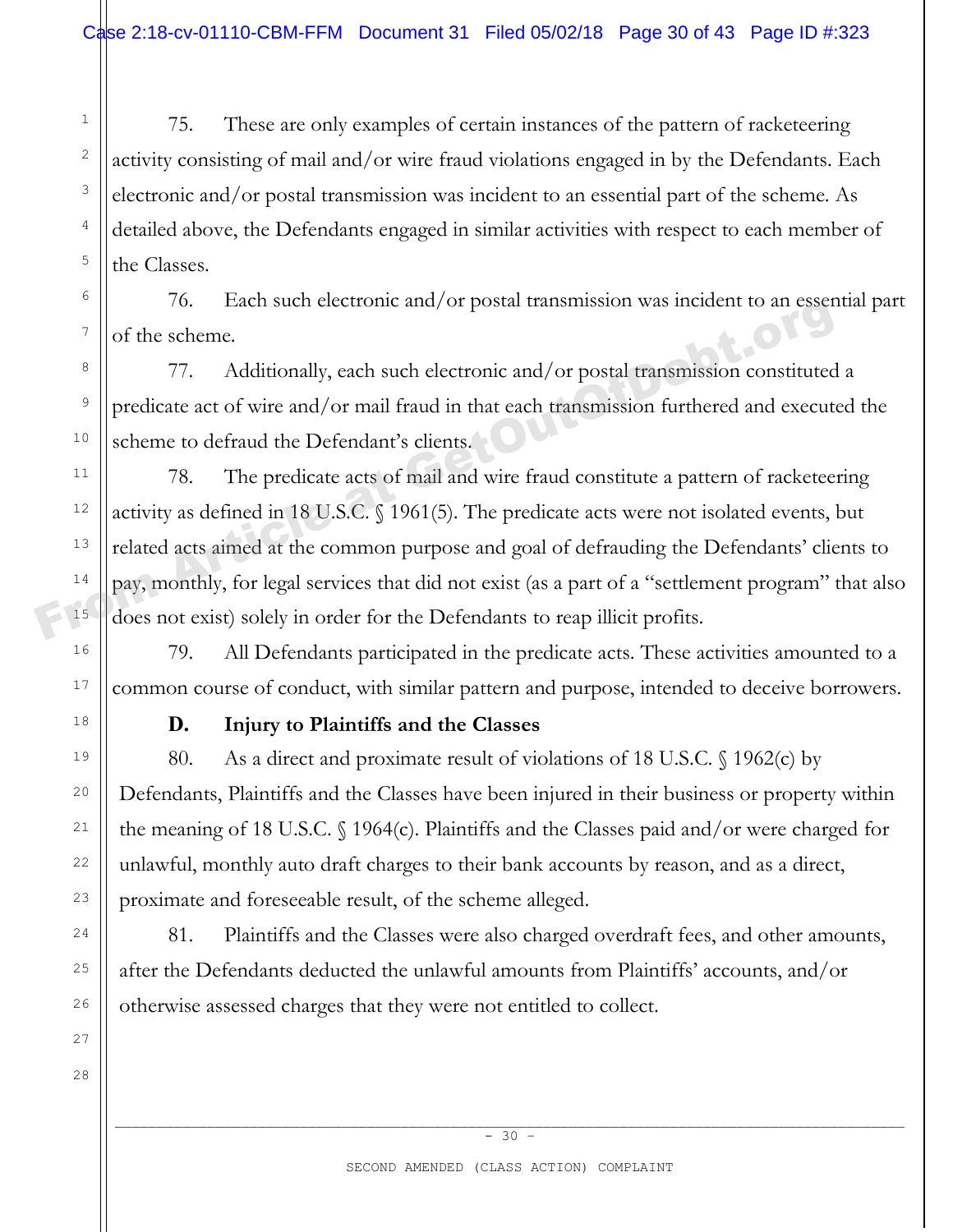75. These are only examples of certain instances of the pattern of racketeering activity consisting of mail and/or wire fraud violations engaged in by the Defendants. Each electronic and/or postal transmission was incident to an essential part of the scheme. As detailed above, the Defendants engaged in similar activities with respect to each member of the Classes.

76. Each such electronic and/or postal transmission was incident to an essential part of the scheme.

77. Additionally, each such electronic and/or postal transmission constituted a predicate act of wire and/or mail fraud in that each transmission furthered and executed the scheme to defraud the Defendant's clients.

78. The predicate acts of mail and wire fraud constitute a pattern of racketeering activity as defined in 18 U.S.C. § 1961(5). The predicate acts were not isolated events, but related acts aimed at the common purpose and goal of defrauding the Defendants' clients to pay, monthly, for legal services that did not exist (as a part of a "settlement program" that also does not exist) solely in order for the Defendants to reap illicit profits.

79. All Defendants participated in the predicate acts. These activities amounted to a common course of conduct, with similar pattern and purpose, intended to deceive borrowers.

**D. Injury to Plaintiffs and the Classes**

80. As a direct and proximate result of violations of 18 U.S.C. § 1962(c) by Defendants, Plaintiffs and the Classes have been injured in their business or property within the meaning of 18 U.S.C. § 1964(c). Plaintiffs and the Classes paid and/or were charged for unlawful, monthly auto draft charges to their bank accounts by reason, and as a direct, proximate and foreseeable result, of the scheme alleged.

81. Plaintiffs and the Classes were also charged overdraft fees, and other amounts, after the Defendants deducted the unlawful amounts from Plaintiffs' accounts, and/or otherwise assessed charges that they were not entitled to collect.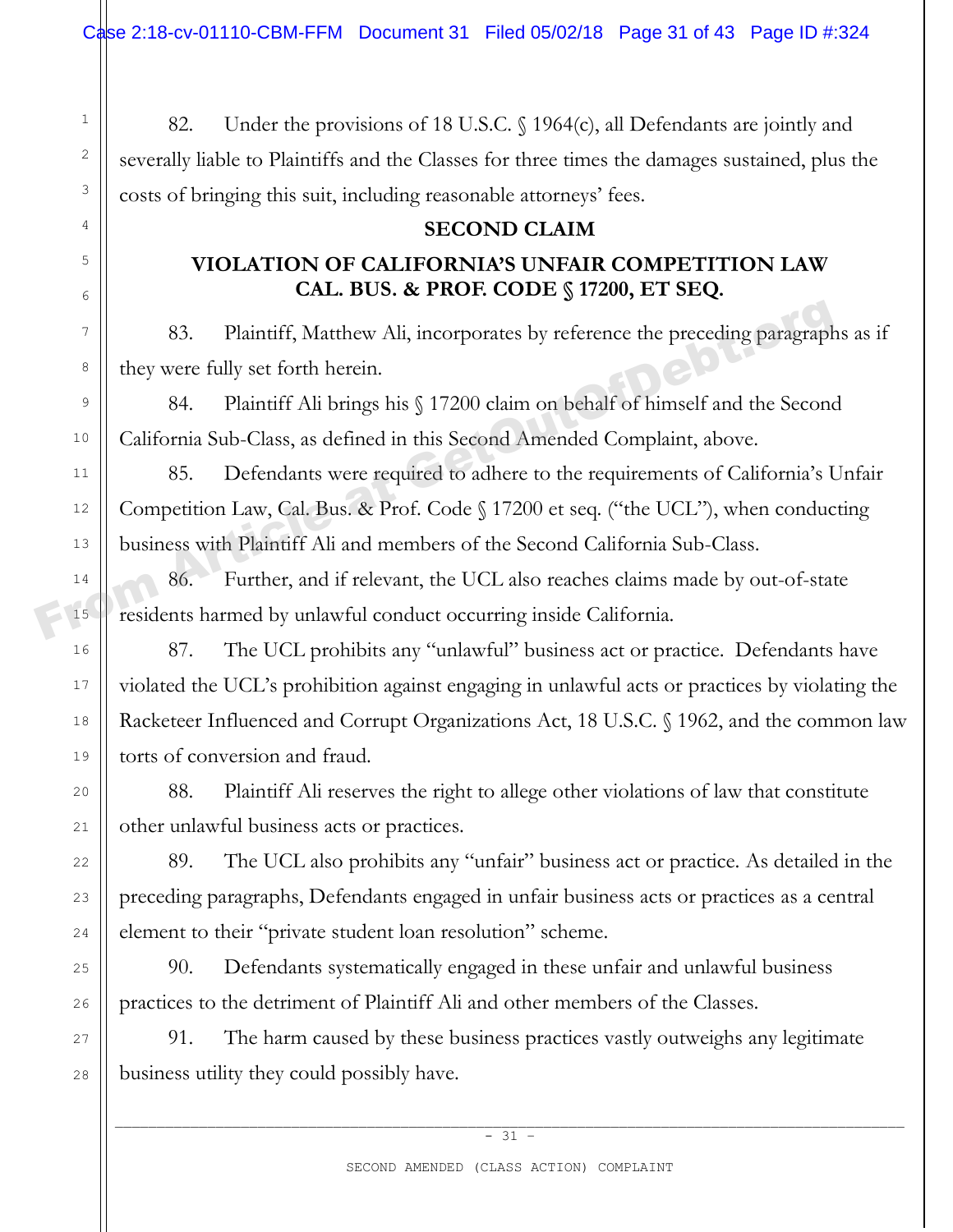82. Under the provisions of 18 U.S.C. § 1964(c), all Defendants are jointly and severally liable to Plaintiffs and the Classes for three times the damages sustained, plus the costs of bringing this suit, including reasonable attorneys' fees.

## SECOND CLAIM

## VIOLATION OF CALIFORNIA'S UNFAIR COMPETITION LAW CAL. BUS. & PROF. CODE § 17200, ET SEQ.

83. Plaintiff, Matthew Ali, incorporates by reference the preceding paragraphs as if they were fully set forth herein.

84. Plaintiff Ali brings his § 17200 claim on behalf of himself and the Second California Sub-Class, as defined in this Second Amended Complaint, above.

85. Defendants were required to adhere to the requirements of California's Unfair Competition Law, Cal. Bus. & Prof. Code § 17200 et seq. ("the UCL"), when conducting business with Plaintiff Ali and members of the Second California Sub-Class.

86. Further, and if relevant, the UCL also reaches claims made by out-of-state residents harmed by unlawful conduct occurring inside California.

87. The UCL prohibits any "unlawful" business act or practice. Defendants have violated the UCL's prohibition against engaging in unlawful acts or practices by violating the Racketeer Influenced and Corrupt Organizations Act, 18 U.S.C. § 1962, and the common law torts of conversion and fraud.

88. Plaintiff Ali reserves the right to allege other violations of law that constitute other unlawful business acts or practices.

89. The UCL also prohibits any "unfair" business act or practice. As detailed in the preceding paragraphs, Defendants engaged in unfair business acts or practices as a central element to their "private student loan resolution" scheme.

90. Defendants systematically engaged in these unfair and unlawful business practices to the detriment of Plaintiff Ali and other members of the Classes.

91. The harm caused by these business practices vastly outweighs any legitimate business utility they could possibly have.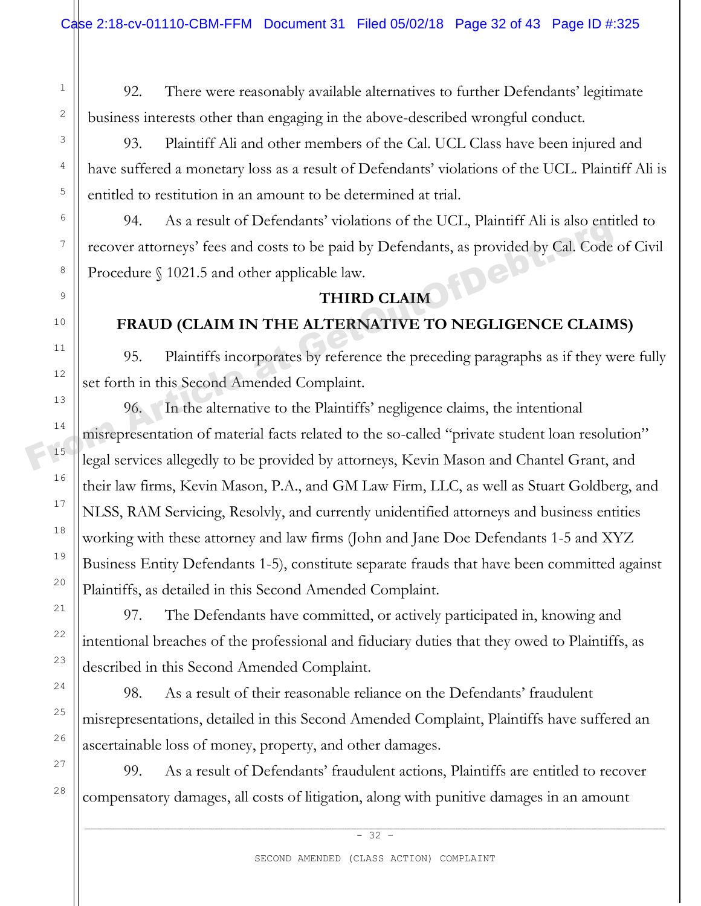92. There were reasonably available alternatives to further Defendants' legitimate business interests other than engaging in the above-described wrongful conduct.

93. Plaintiff Ali and other members of the Cal. UCL Class have been injured and have suffered a monetary loss as a result of Defendants' violations of the UCL. Plaintiff Ali is entitled to restitution in an amount to be determined at trial.

94. As a result of Defendants' violations of the UCL, Plaintiff Ali is also entitled to recover attorneys' fees and costs to be paid by Defendants, as provided by Cal. Code of Civil Procedure § 1021.5 and other applicable law.

## THIRD CLAIM

## FRAUD (CLAIM IN THE ALTERNATIVE TO NEGLIGENCE CLAIMS)

95. Plaintiffs incorporates by reference the preceding paragraphs as if they were fully set forth in this Second Amended Complaint.

96. In the alternative to the Plaintiffs' negligence claims, the intentional misrepresentation of material facts related to the so-called "private student loan resolution" legal services allegedly to be provided by attorneys, Kevin Mason and Chantel Grant, and their law firms, Kevin Mason, P.A., and GM Law Firm, LLC, as well as Stuart Goldberg, and NLSS, RAM Servicing, Resolvly, and currently unidentified attorneys and business entities working with these attorney and law firms (John and Jane Doe Defendants 1-5 and XYZ Business Entity Defendants 1-5), constitute separate frauds that have been committed against Plaintiffs, as detailed in this Second Amended Complaint.

97. The Defendants have committed, or actively participated in, knowing and intentional breaches of the professional and fiduciary duties that they owed to Plaintiffs, as described in this Second Amended Complaint.

98. As a result of their reasonable reliance on the Defendants' fraudulent misrepresentations, detailed in this Second Amended Complaint, Plaintiffs have suffered an ascertainable loss of money, property, and other damages.

99. As a result of Defendants' fraudulent actions, Plaintiffs are entitled to recover compensatory damages, all costs of litigation, along with punitive damages in an amount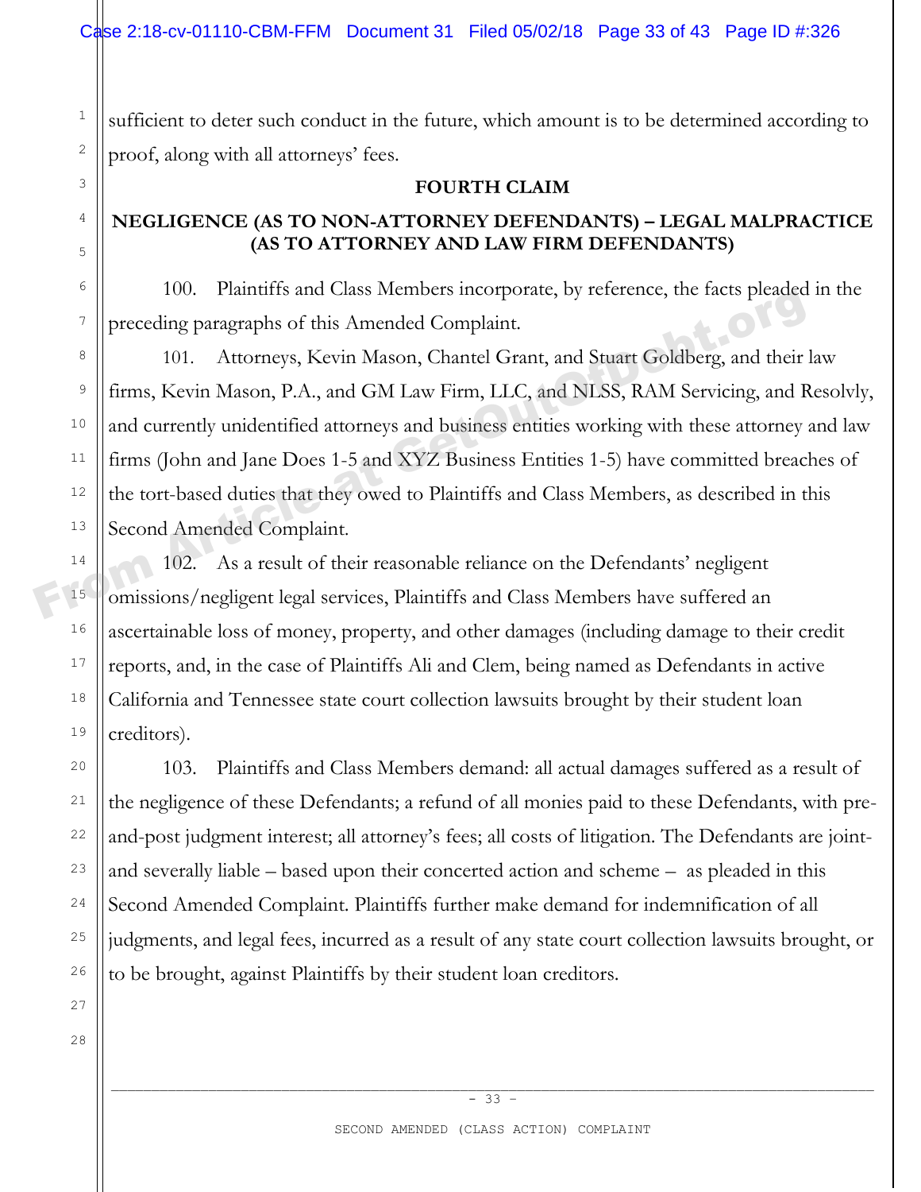sufficient to deter such conduct in the future, which amount is to be determined according to proof, along with all attorneys' fees.

## FOURTH CLAIM

## NEGLIGENCE (AS TO NON-ATTORNEY DEFENDANTS) – LEGAL MALPRACTICE (AS TO ATTORNEY AND LAW FIRM DEFENDANTS)

100. Plaintiffs and Class Members incorporate, by reference, the facts pleaded in the preceding paragraphs of this Amended Complaint.

101. Attorneys, Kevin Mason, Chantel Grant, and Stuart Goldberg, and their law firms, Kevin Mason, P.A., and GM Law Firm, LLC, and NLSS, RAM Servicing, and Resolvly, and currently unidentified attorneys and business entities working with these attorney and law firms (John and Jane Does 1-5 and XYZ Business Entities 1-5) have committed breaches of the tort-based duties that they owed to Plaintiffs and Class Members, as described in this Second Amended Complaint.

102. As a result of their reasonable reliance on the Defendants' negligent omissions/negligent legal services, Plaintiffs and Class Members have suffered an ascertainable loss of money, property, and other damages (including damage to their credit reports, and, in the case of Plaintiffs Ali and Clem, being named as Defendants in active California and Tennessee state court collection lawsuits brought by their student loan creditors).

103. Plaintiffs and Class Members demand: all actual damages suffered as a result of the negligence of these Defendants; a refund of all monies paid to these Defendants, with pre-and-post judgment interest; all attorney's fees; all costs of litigation. The Defendants are joint-and severally liable – based upon their concerted action and scheme – as pleaded in this Second Amended Complaint. Plaintiffs further make demand for indemnification of all judgments, and legal fees, incurred as a result of any state court collection lawsuits brought, or to be brought, against Plaintiffs by their student loan creditors.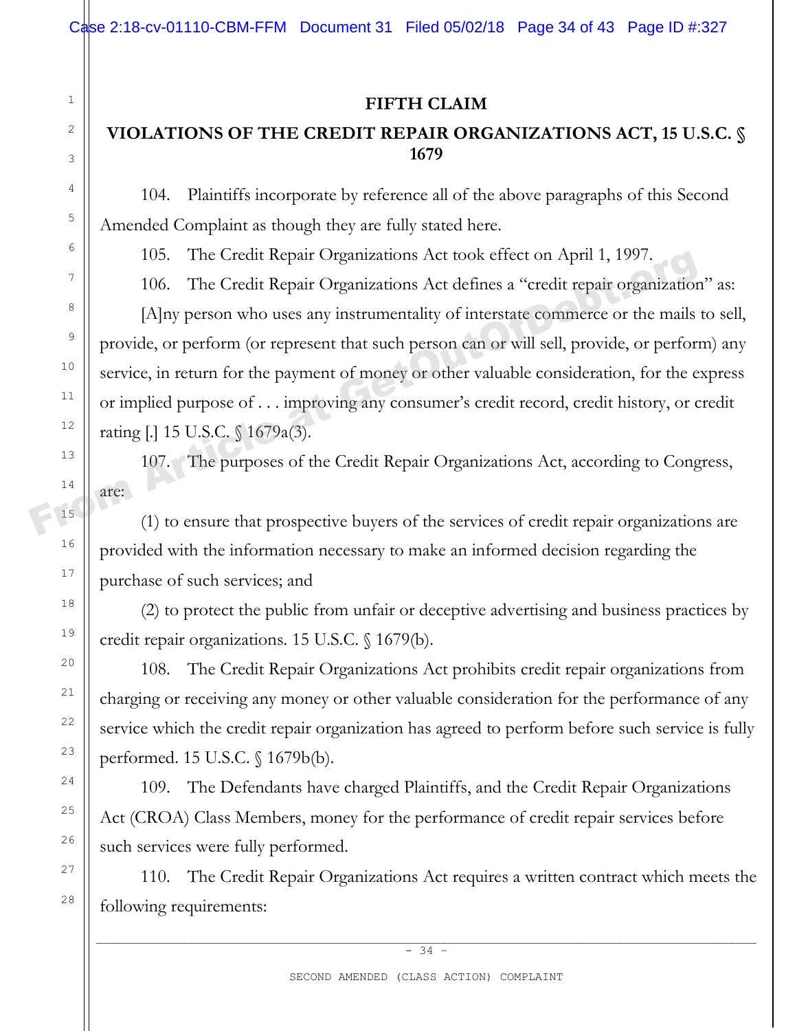## FIFTH CLAIM

## VIOLATIONS OF THE CREDIT REPAIR ORGANIZATIONS ACT, 15 U.S.C. § 1679

104. Plaintiffs incorporate by reference all of the above paragraphs of this Second Amended Complaint as though they are fully stated here.

105. The Credit Repair Organizations Act took effect on April 1, 1997.

106. The Credit Repair Organizations Act defines a "credit repair organization" as:

[A]ny person who uses any instrumentality of interstate commerce or the mails to sell, provide, or perform (or represent that such person can or will sell, provide, or perform) any service, in return for the payment of money or other valuable consideration, for the express or implied purpose of . . . improving any consumer's credit record, credit history, or credit rating [.] 15 U.S.C. § 1679a(3).

107. The purposes of the Credit Repair Organizations Act, according to Congress, are:

(1) to ensure that prospective buyers of the services of credit repair organizations are provided with the information necessary to make an informed decision regarding the purchase of such services; and

(2) to protect the public from unfair or deceptive advertising and business practices by credit repair organizations. 15 U.S.C. § 1679(b).

108. The Credit Repair Organizations Act prohibits credit repair organizations from charging or receiving any money or other valuable consideration for the performance of any service which the credit repair organization has agreed to perform before such service is fully performed. 15 U.S.C. § 1679b(b).

109. The Defendants have charged Plaintiffs, and the Credit Repair Organizations Act (CROA) Class Members, money for the performance of credit repair services before such services were fully performed.

110. The Credit Repair Organizations Act requires a written contract which meets the following requirements: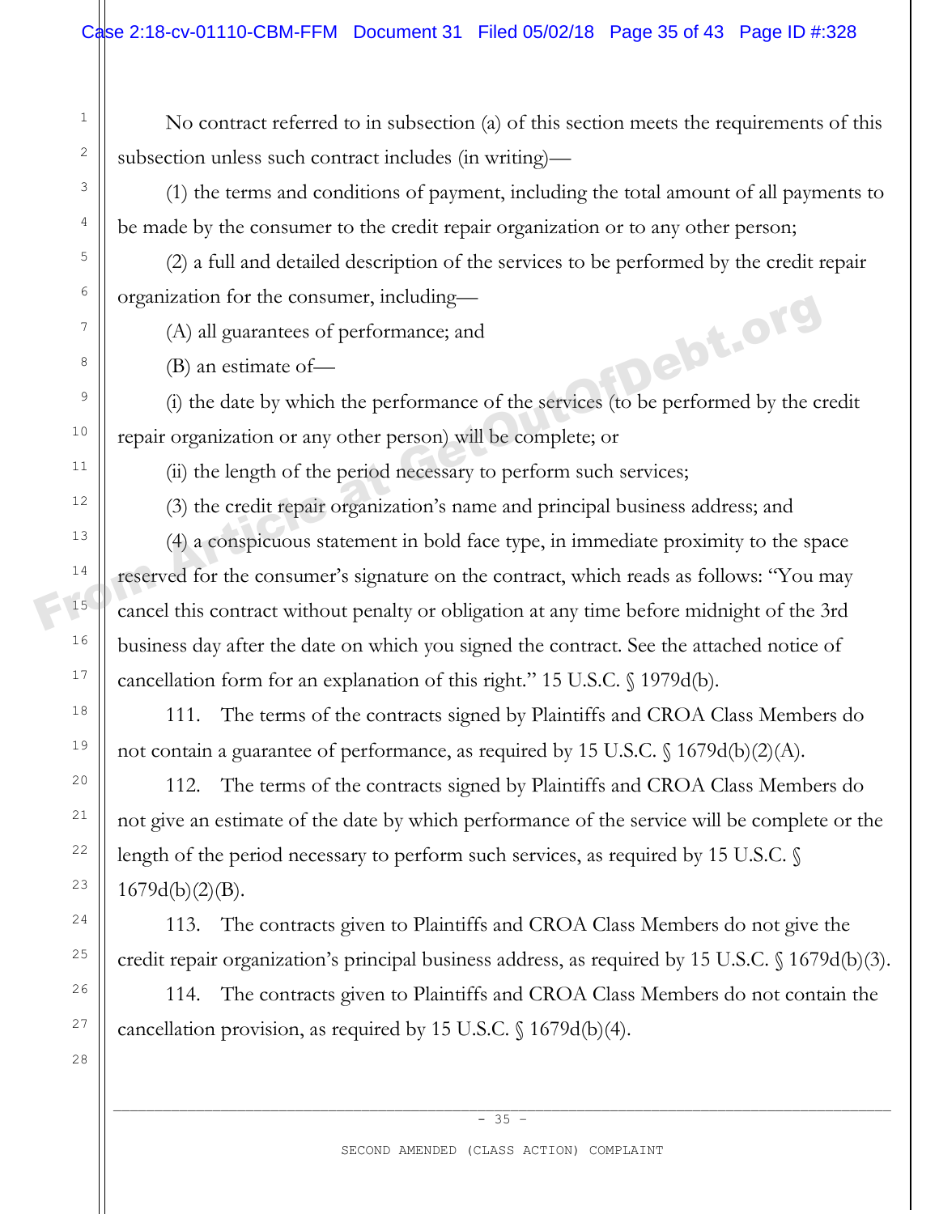No contract referred to in subsection (a) of this section meets the requirements of this subsection unless such contract includes (in writing)—

(1) the terms and conditions of payment, including the total amount of all payments to be made by the consumer to the credit repair organization or to any other person;

(2) a full and detailed description of the services to be performed by the credit repair organization for the consumer, including—

(A) all guarantees of performance; and

(B) an estimate of—

(i) the date by which the performance of the services (to be performed by the credit repair organization or any other person) will be complete; or

(ii) the length of the period necessary to perform such services;

(3) the credit repair organization's name and principal business address; and

(4) a conspicuous statement in bold face type, in immediate proximity to the space reserved for the consumer's signature on the contract, which reads as follows: "You may cancel this contract without penalty or obligation at any time before midnight of the 3rd business day after the date on which you signed the contract. See the attached notice of cancellation form for an explanation of this right." 15 U.S.C. § 1979d(b).

111. The terms of the contracts signed by Plaintiffs and CROA Class Members do not contain a guarantee of performance, as required by 15 U.S.C. § 1679d(b)(2)(A).

112. The terms of the contracts signed by Plaintiffs and CROA Class Members do not give an estimate of the date by which performance of the service will be complete or the length of the period necessary to perform such services, as required by 15 U.S.C. § 1679d(b)(2)(B).

113. The contracts given to Plaintiffs and CROA Class Members do not give the credit repair organization's principal business address, as required by 15 U.S.C. § 1679d(b)(3).

114. The contracts given to Plaintiffs and CROA Class Members do not contain the cancellation provision, as required by 15 U.S.C. § 1679d(b)(4).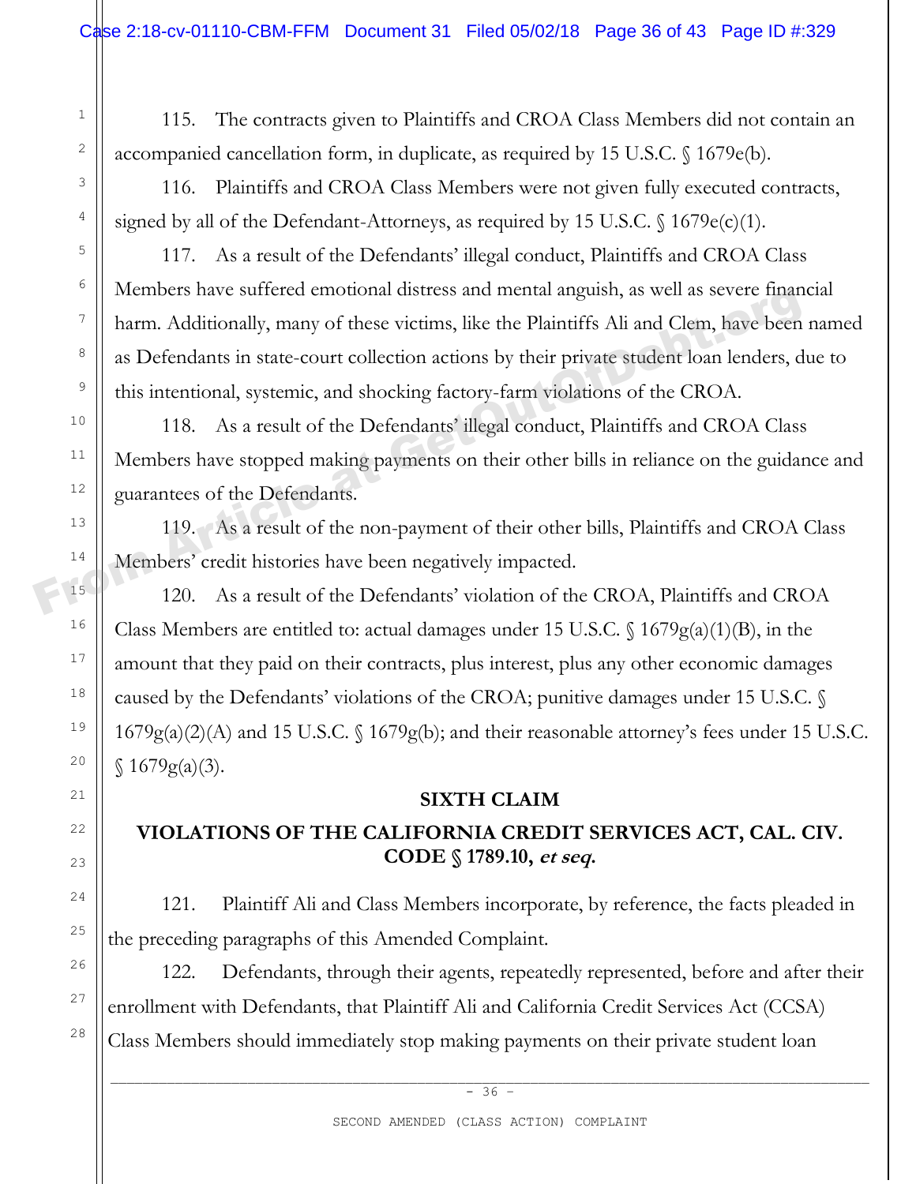115. The contracts given to Plaintiffs and CROA Class Members did not contain an accompanied cancellation form, in duplicate, as required by 15 U.S.C. § 1679e(b).

116. Plaintiffs and CROA Class Members were not given fully executed contracts, signed by all of the Defendant-Attorneys, as required by 15 U.S.C. § 1679e(c)(1).

117. As a result of the Defendants' illegal conduct, Plaintiffs and CROA Class Members have suffered emotional distress and mental anguish, as well as severe financial harm. Additionally, many of these victims, like the Plaintiffs Ali and Clem, have been named as Defendants in state-court collection actions by their private student loan lenders, due to this intentional, systemic, and shocking factory-farm violations of the CROA.

118. As a result of the Defendants' illegal conduct, Plaintiffs and CROA Class Members have stopped making payments on their other bills in reliance on the guidance and guarantees of the Defendants.

119. As a result of the non-payment of their other bills, Plaintiffs and CROA Class Members' credit histories have been negatively impacted.

120. As a result of the Defendants' violation of the CROA, Plaintiffs and CROA Class Members are entitled to: actual damages under 15 U.S.C. § 1679g(a)(1)(B), in the amount that they paid on their contracts, plus interest, plus any other economic damages caused by the Defendants' violations of the CROA; punitive damages under 15 U.S.C. § 1679g(a)(2)(A) and 15 U.S.C. § 1679g(b); and their reasonable attorney's fees under 15 U.S.C. § 1679g(a)(3).

## SIXTH CLAIM

## VIOLATIONS OF THE CALIFORNIA CREDIT SERVICES ACT, CAL. CIV. CODE § 1789.10, *et seq.*

121. Plaintiff Ali and Class Members incorporate, by reference, the facts pleaded in the preceding paragraphs of this Amended Complaint.

122. Defendants, through their agents, repeatedly represented, before and after their enrollment with Defendants, that Plaintiff Ali and California Credit Services Act (CCSA) Class Members should immediately stop making payments on their private student loan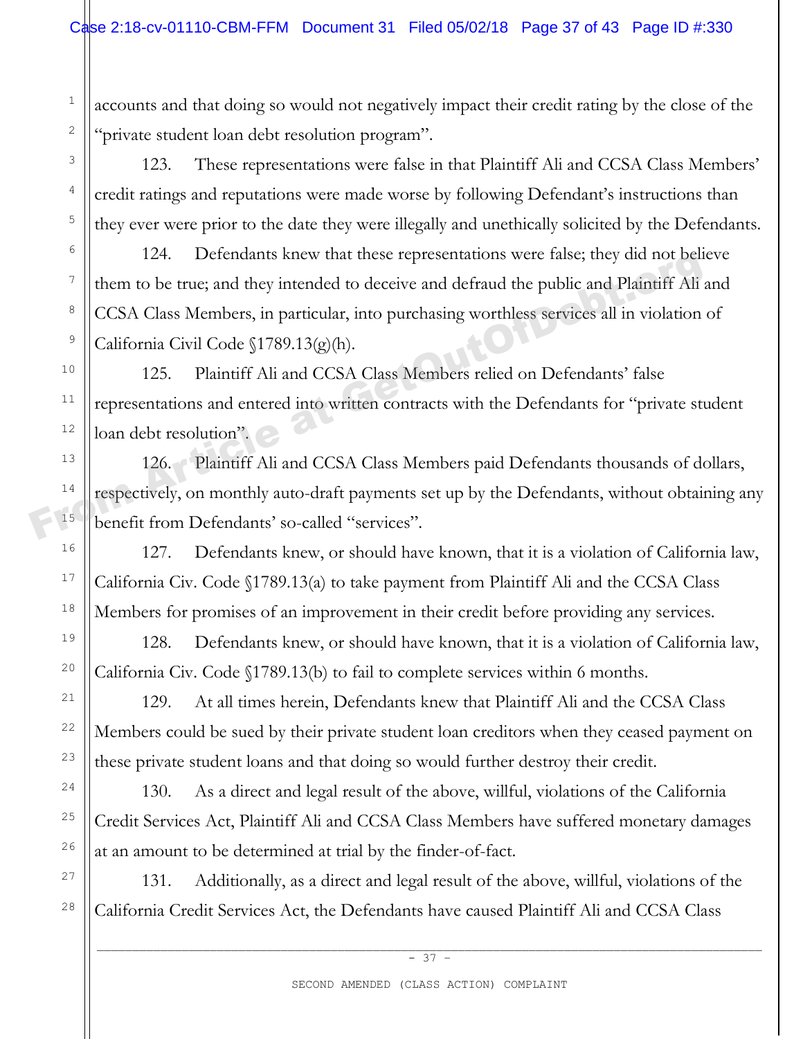accounts and that doing so would not negatively impact their credit rating by the close of the "private student loan debt resolution program".

123. These representations were false in that Plaintiff Ali and CCSA Class Members' credit ratings and reputations were made worse by following Defendant's instructions than they ever were prior to the date they were illegally and unethically solicited by the Defendants.

124. Defendants knew that these representations were false; they did not believe them to be true; and they intended to deceive and defraud the public and Plaintiff Ali and CCSA Class Members, in particular, into purchasing worthless services all in violation of California Civil Code §1789.13(g)(h).

125. Plaintiff Ali and CCSA Class Members relied on Defendants' false representations and entered into written contracts with the Defendants for "private student loan debt resolution".

126. Plaintiff Ali and CCSA Class Members paid Defendants thousands of dollars, respectively, on monthly auto-draft payments set up by the Defendants, without obtaining any benefit from Defendants' so-called "services".

127. Defendants knew, or should have known, that it is a violation of California law, California Civ. Code §1789.13(a) to take payment from Plaintiff Ali and the CCSA Class Members for promises of an improvement in their credit before providing any services.

128. Defendants knew, or should have known, that it is a violation of California law, California Civ. Code §1789.13(b) to fail to complete services within 6 months.

129. At all times herein, Defendants knew that Plaintiff Ali and the CCSA Class Members could be sued by their private student loan creditors when they ceased payment on these private student loans and that doing so would further destroy their credit.

130. As a direct and legal result of the above, willful, violations of the California Credit Services Act, Plaintiff Ali and CCSA Class Members have suffered monetary damages at an amount to be determined at trial by the finder-of-fact.

131. Additionally, as a direct and legal result of the above, willful, violations of the California Credit Services Act, the Defendants have caused Plaintiff Ali and CCSA Class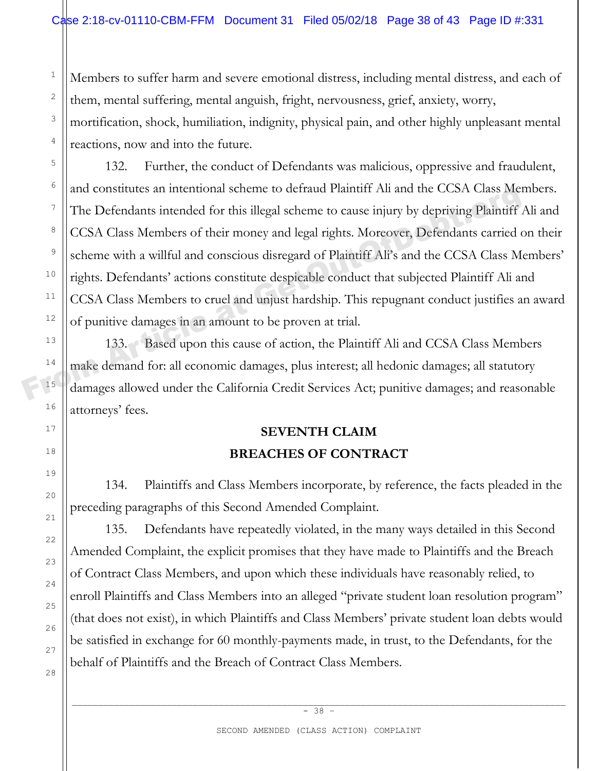Members to suffer harm and severe emotional distress, including mental distress, and each of them, mental suffering, mental anguish, fright, nervousness, grief, anxiety, worry, mortification, shock, humiliation, indignity, physical pain, and other highly unpleasant mental reactions, now and into the future.

132. Further, the conduct of Defendants was malicious, oppressive and fraudulent, and constitutes an intentional scheme to defraud Plaintiff Ali and the CCSA Class Members. The Defendants intended for this illegal scheme to cause injury by depriving Plaintiff Ali and CCSA Class Members of their money and legal rights. Moreover, Defendants carried on their scheme with a willful and conscious disregard of Plaintiff Ali's and the CCSA Class Members' rights. Defendants' actions constitute despicable conduct that subjected Plaintiff Ali and CCSA Class Members to cruel and unjust hardship. This repugnant conduct justifies an award of punitive damages in an amount to be proven at trial.

133. Based upon this cause of action, the Plaintiff Ali and CCSA Class Members make demand for: all economic damages, plus interest; all hedonic damages; all statutory damages allowed under the California Credit Services Act; punitive damages; and reasonable attorneys' fees.

## SEVENTH CLAIM
## BREACHES OF CONTRACT

134. Plaintiffs and Class Members incorporate, by reference, the facts pleaded in the preceding paragraphs of this Second Amended Complaint.

135. Defendants have repeatedly violated, in the many ways detailed in this Second Amended Complaint, the explicit promises that they have made to Plaintiffs and the Breach of Contract Class Members, and upon which these individuals have reasonably relied, to enroll Plaintiffs and Class Members into an alleged "private student loan resolution program" (that does not exist), in which Plaintiffs and Class Members' private student loan debts would be satisfied in exchange for 60 monthly-payments made, in trust, to the Defendants, for the behalf of Plaintiffs and the Breach of Contract Class Members.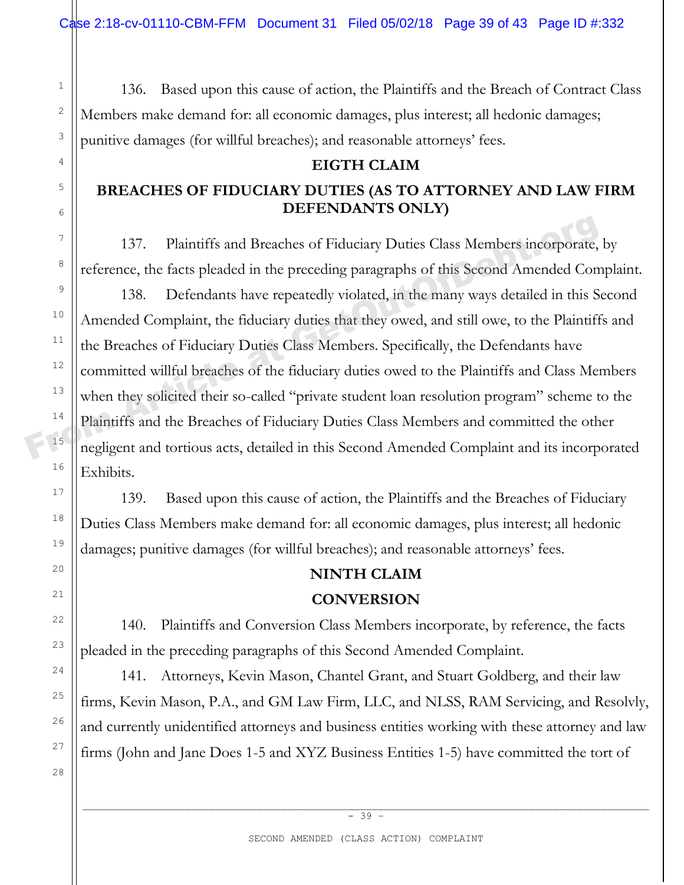136. Based upon this cause of action, the Plaintiffs and the Breach of Contract Class Members make demand for: all economic damages, plus interest; all hedonic damages; punitive damages (for willful breaches); and reasonable attorneys' fees.

## EIGTH CLAIM

## BREACHES OF FIDUCIARY DUTIES (AS TO ATTORNEY AND LAW FIRM DEFENDANTS ONLY)

137. Plaintiffs and Breaches of Fiduciary Duties Class Members incorporate, by reference, the facts pleaded in the preceding paragraphs of this Second Amended Complaint.

138. Defendants have repeatedly violated, in the many ways detailed in this Second Amended Complaint, the fiduciary duties that they owed, and still owe, to the Plaintiffs and the Breaches of Fiduciary Duties Class Members. Specifically, the Defendants have committed willful breaches of the fiduciary duties owed to the Plaintiffs and Class Members when they solicited their so-called "private student loan resolution program" scheme to the Plaintiffs and the Breaches of Fiduciary Duties Class Members and committed the other negligent and tortious acts, detailed in this Second Amended Complaint and its incorporated Exhibits.

139. Based upon this cause of action, the Plaintiffs and the Breaches of Fiduciary Duties Class Members make demand for: all economic damages, plus interest; all hedonic damages; punitive damages (for willful breaches); and reasonable attorneys' fees.

## NINTH CLAIM

## CONVERSION

140. Plaintiffs and Conversion Class Members incorporate, by reference, the facts pleaded in the preceding paragraphs of this Second Amended Complaint.

141. Attorneys, Kevin Mason, Chantel Grant, and Stuart Goldberg, and their law firms, Kevin Mason, P.A., and GM Law Firm, LLC, and NLSS, RAM Servicing, and Resolvly, and currently unidentified attorneys and business entities working with these attorney and law firms (John and Jane Does 1-5 and XYZ Business Entities 1-5) have committed the tort of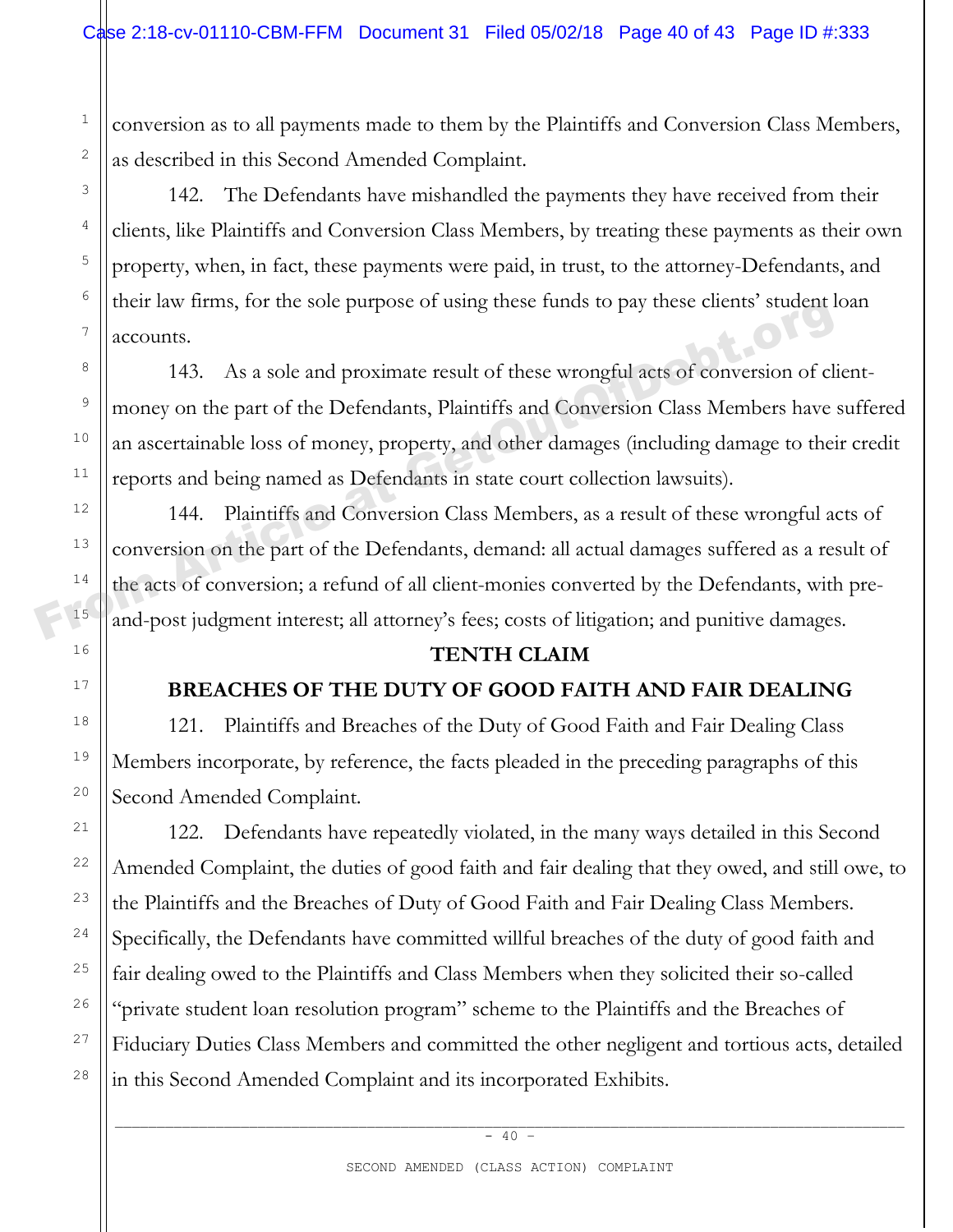conversion as to all payments made to them by the Plaintiffs and Conversion Class Members, as described in this Second Amended Complaint.

142. The Defendants have mishandled the payments they have received from their clients, like Plaintiffs and Conversion Class Members, by treating these payments as their own property, when, in fact, these payments were paid, in trust, to the attorney-Defendants, and their law firms, for the sole purpose of using these funds to pay these clients' student loan accounts.

143. As a sole and proximate result of these wrongful acts of conversion of client-money on the part of the Defendants, Plaintiffs and Conversion Class Members have suffered an ascertainable loss of money, property, and other damages (including damage to their credit reports and being named as Defendants in state court collection lawsuits).

144. Plaintiffs and Conversion Class Members, as a result of these wrongful acts of conversion on the part of the Defendants, demand: all actual damages suffered as a result of the acts of conversion; a refund of all client-monies converted by the Defendants, with pre-and-post judgment interest; all attorney's fees; costs of litigation; and punitive damages.

## TENTH CLAIM

## BREACHES OF THE DUTY OF GOOD FAITH AND FAIR DEALING

121. Plaintiffs and Breaches of the Duty of Good Faith and Fair Dealing Class Members incorporate, by reference, the facts pleaded in the preceding paragraphs of this Second Amended Complaint.

122. Defendants have repeatedly violated, in the many ways detailed in this Second Amended Complaint, the duties of good faith and fair dealing that they owed, and still owe, to the Plaintiffs and the Breaches of Duty of Good Faith and Fair Dealing Class Members. Specifically, the Defendants have committed willful breaches of the duty of good faith and fair dealing owed to the Plaintiffs and Class Members when they solicited their so-called "private student loan resolution program" scheme to the Plaintiffs and the Breaches of Fiduciary Duties Class Members and committed the other negligent and tortious acts, detailed in this Second Amended Complaint and its incorporated Exhibits.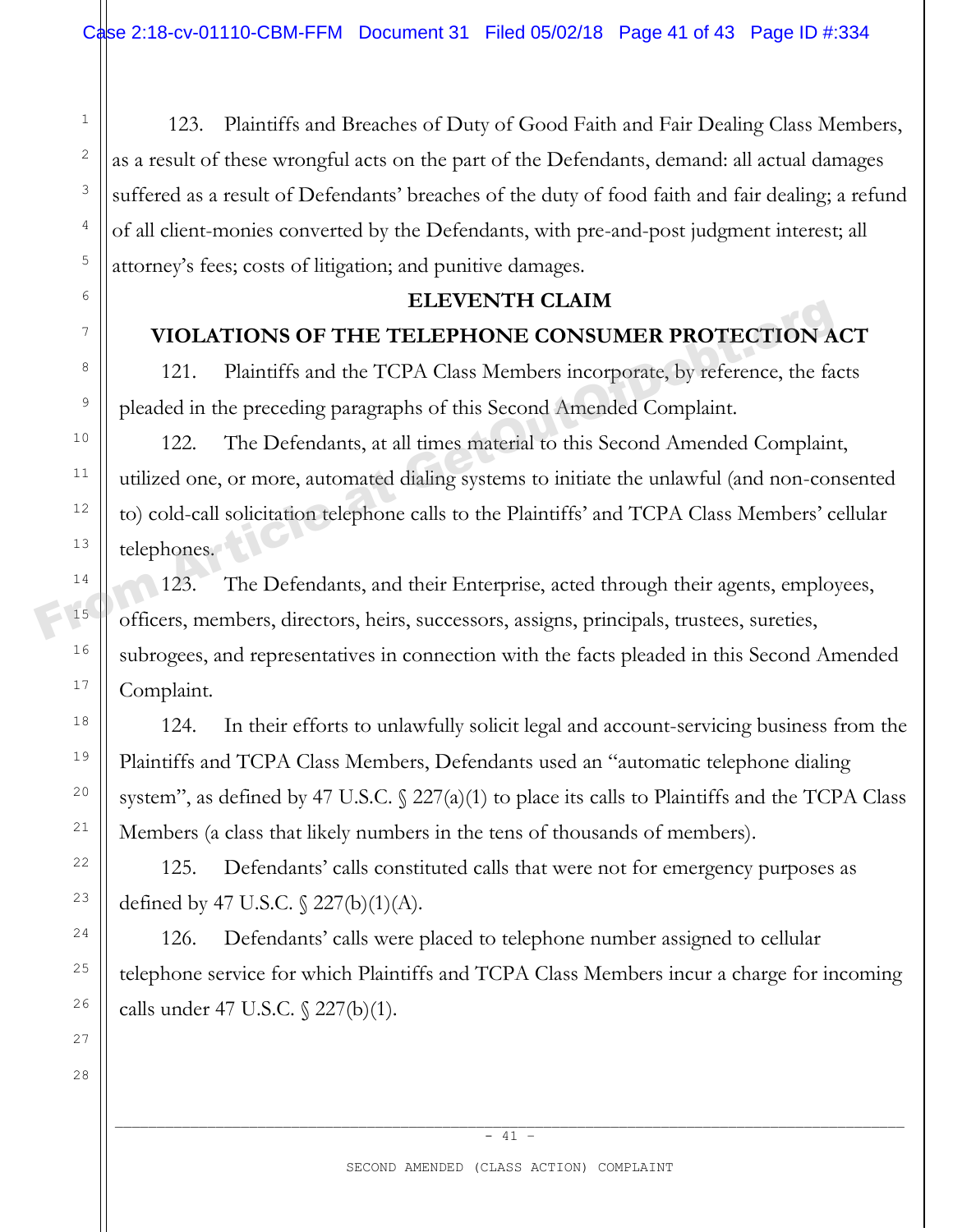123. Plaintiffs and Breaches of Duty of Good Faith and Fair Dealing Class Members, as a result of these wrongful acts on the part of the Defendants, demand: all actual damages suffered as a result of Defendants' breaches of the duty of food faith and fair dealing; a refund of all client-monies converted by the Defendants, with pre-and-post judgment interest; all attorney's fees; costs of litigation; and punitive damages.

## ELEVENTH CLAIM

## VIOLATIONS OF THE TELEPHONE CONSUMER PROTECTION ACT

121. Plaintiffs and the TCPA Class Members incorporate, by reference, the facts pleaded in the preceding paragraphs of this Second Amended Complaint.

122. The Defendants, at all times material to this Second Amended Complaint, utilized one, or more, automated dialing systems to initiate the unlawful (and non-consented to) cold-call solicitation telephone calls to the Plaintiffs' and TCPA Class Members' cellular telephones.

123. The Defendants, and their Enterprise, acted through their agents, employees, officers, members, directors, heirs, successors, assigns, principals, trustees, sureties, subrogees, and representatives in connection with the facts pleaded in this Second Amended Complaint.

124. In their efforts to unlawfully solicit legal and account-servicing business from the Plaintiffs and TCPA Class Members, Defendants used an "automatic telephone dialing system", as defined by 47 U.S.C. § 227(a)(1) to place its calls to Plaintiffs and the TCPA Class Members (a class that likely numbers in the tens of thousands of members).

125. Defendants' calls constituted calls that were not for emergency purposes as defined by 47 U.S.C. § 227(b)(1)(A).

126. Defendants' calls were placed to telephone number assigned to cellular telephone service for which Plaintiffs and TCPA Class Members incur a charge for incoming calls under 47 U.S.C. § 227(b)(1).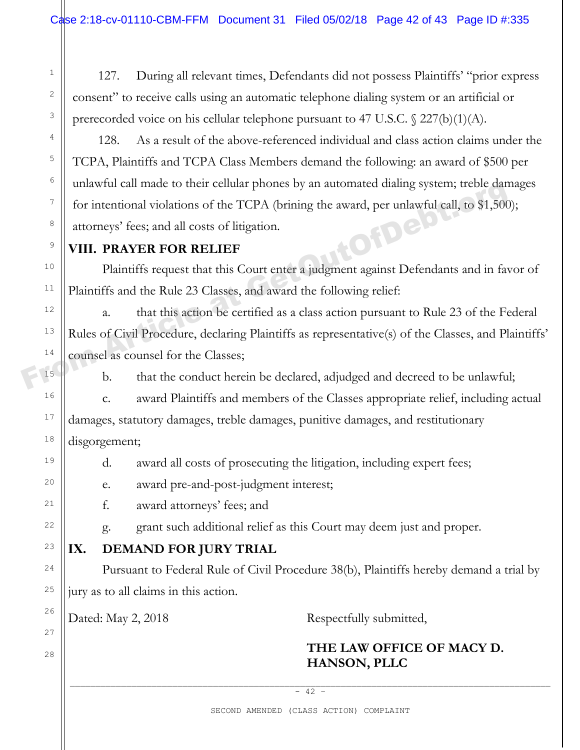127. During all relevant times, Defendants did not possess Plaintiffs' "prior express consent" to receive calls using an automatic telephone dialing system or an artificial or prerecorded voice on his cellular telephone pursuant to 47 U.S.C. § 227(b)(1)(A).

128. As a result of the above-referenced individual and class action claims under the TCPA, Plaintiffs and TCPA Class Members demand the following: an award of $500 per unlawful call made to their cellular phones by an automated dialing system; treble damages for intentional violations of the TCPA (brining the award, per unlawful call, to $1,500); attorneys' fees; and all costs of litigation.

## VIII. PRAYER FOR RELIEF

Plaintiffs request that this Court enter a judgment against Defendants and in favor of Plaintiffs and the Rule 23 Classes, and award the following relief:

a. that this action be certified as a class action pursuant to Rule 23 of the Federal Rules of Civil Procedure, declaring Plaintiffs as representative(s) of the Classes, and Plaintiffs' counsel as counsel for the Classes;

b. that the conduct herein be declared, adjudged and decreed to be unlawful;

c. award Plaintiffs and members of the Classes appropriate relief, including actual damages, statutory damages, treble damages, punitive damages, and restitutionary disgorgement;

d. award all costs of prosecuting the litigation, including expert fees;

e. award pre-and-post-judgment interest;

f. award attorneys' fees; and

g. grant such additional relief as this Court may deem just and proper.

## IX. DEMAND FOR JURY TRIAL

Pursuant to Federal Rule of Civil Procedure 38(b), Plaintiffs hereby demand a trial by jury as to all claims in this action.

Dated: May 2, 2018

Respectfully submitted,

**THE LAW OFFICE OF MACY D. HANSON, PLLC**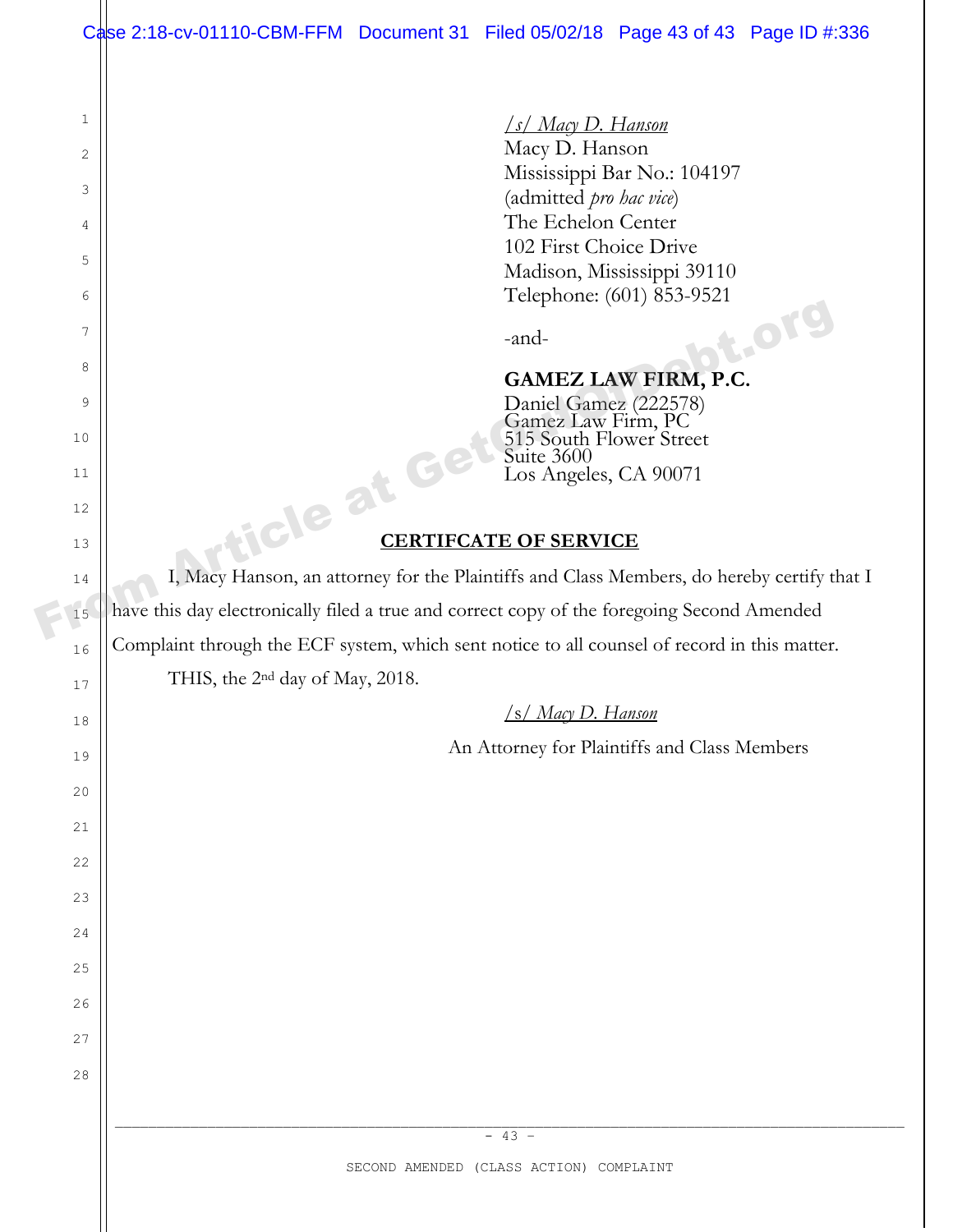/s/ *Macy D. Hanson*
Macy D. Hanson
Mississippi Bar No.: 104197
(admitted *pro hac vice*)
The Echelon Center
102 First Choice Drive
Madison, Mississippi 39110
Telephone: (601) 853-9521

-and-

**GAMEZ LAW FIRM, P.C.**
Daniel Gamez (222578)
Gamez Law Firm, PC
515 South Flower Street
Suite 3600
Los Angeles, CA 90071

## CERTIFCATE OF SERVICE

I, Macy Hanson, an attorney for the Plaintiffs and Class Members, do hereby certify that I have this day electronically filed a true and correct copy of the foregoing Second Amended Complaint through the ECF system, which sent notice to all counsel of record in this matter.

THIS, the 2nd day of May, 2018.

/s/ *Macy D. Hanson*

An Attorney for Plaintiffs and Class Members